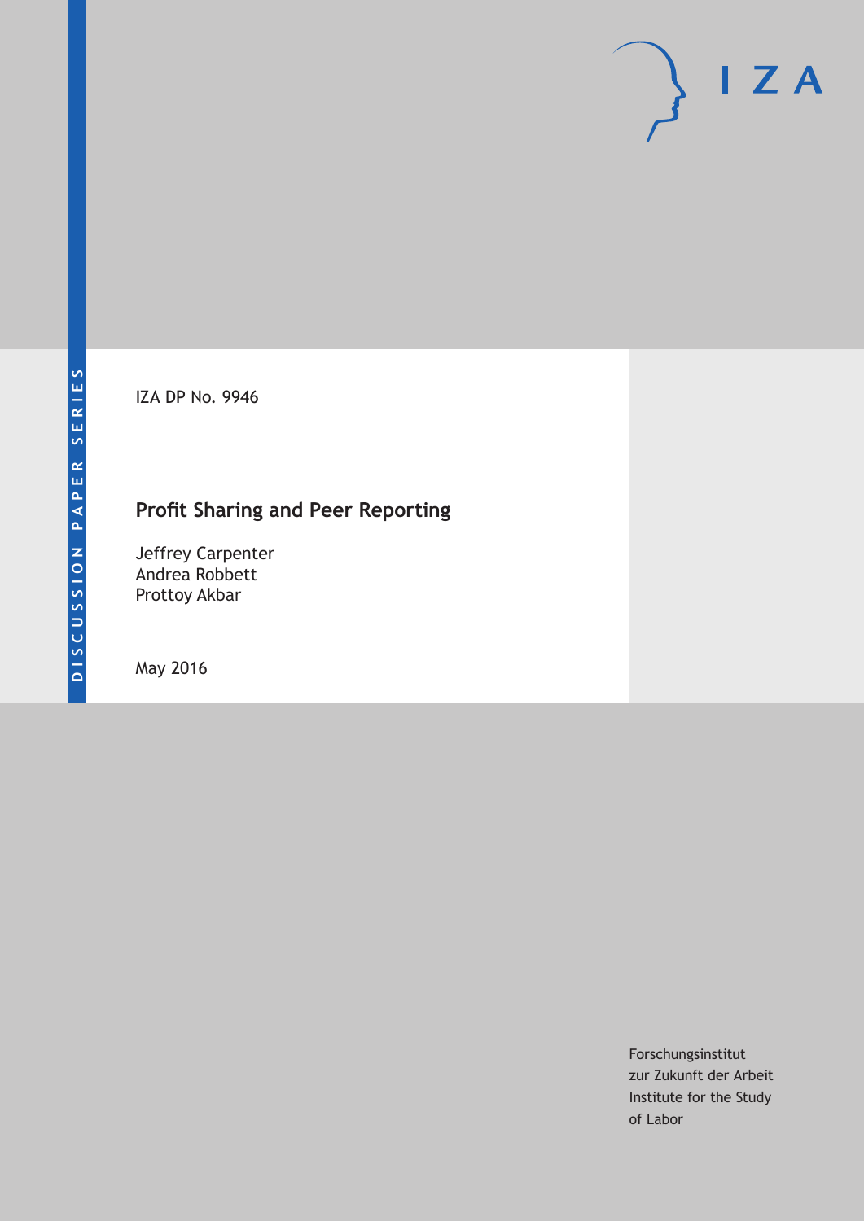DISCUSSION PAPER SERIES

IZA DP No. 9946

# Profit Sharing and Peer Reporting

Jeffrey Carpenter
Andrea Robbett
Prottoy Akbar

May 2016

Forschungsinstitut
zur Zukunft der Arbeit
Institute for the Study
of Labor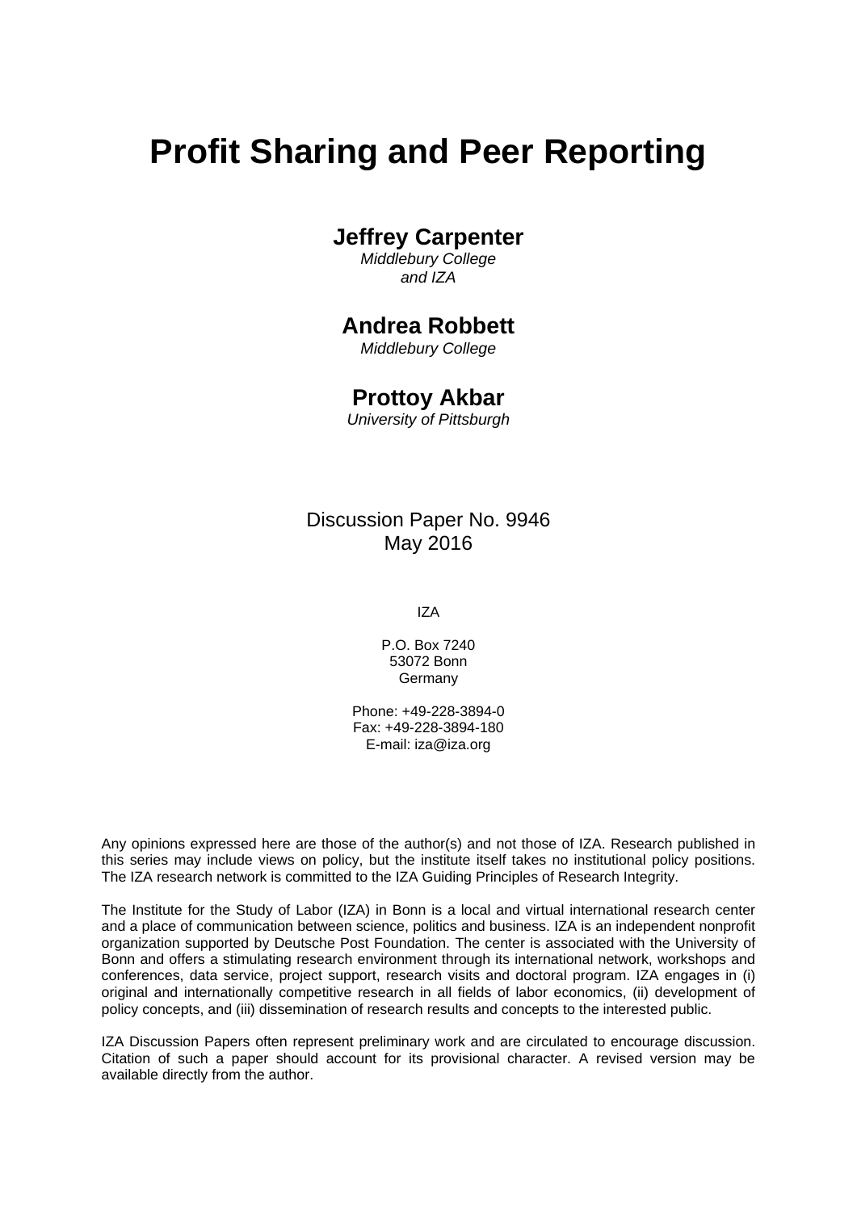# Profit Sharing and Peer Reporting

**Jeffrey Carpenter**
*Middlebury College and IZA*

**Andrea Robbett**
*Middlebury College*

**Prottoy Akbar**
*University of Pittsburgh*

Discussion Paper No. 9946
May 2016

IZA

P.O. Box 7240
53072 Bonn
Germany

Phone: +49-228-3894-0
Fax: +49-228-3894-180
E-mail: iza@iza.org

Any opinions expressed here are those of the author(s) and not those of IZA. Research published in this series may include views on policy, but the institute itself takes no institutional policy positions. The IZA research network is committed to the IZA Guiding Principles of Research Integrity.

The Institute for the Study of Labor (IZA) in Bonn is a local and virtual international research center and a place of communication between science, politics and business. IZA is an independent nonprofit organization supported by Deutsche Post Foundation. The center is associated with the University of Bonn and offers a stimulating research environment through its international network, workshops and conferences, data service, project support, research visits and doctoral program. IZA engages in (i) original and internationally competitive research in all fields of labor economics, (ii) development of policy concepts, and (iii) dissemination of research results and concepts to the interested public.

IZA Discussion Papers often represent preliminary work and are circulated to encourage discussion. Citation of such a paper should account for its provisional character. A revised version may be available directly from the author.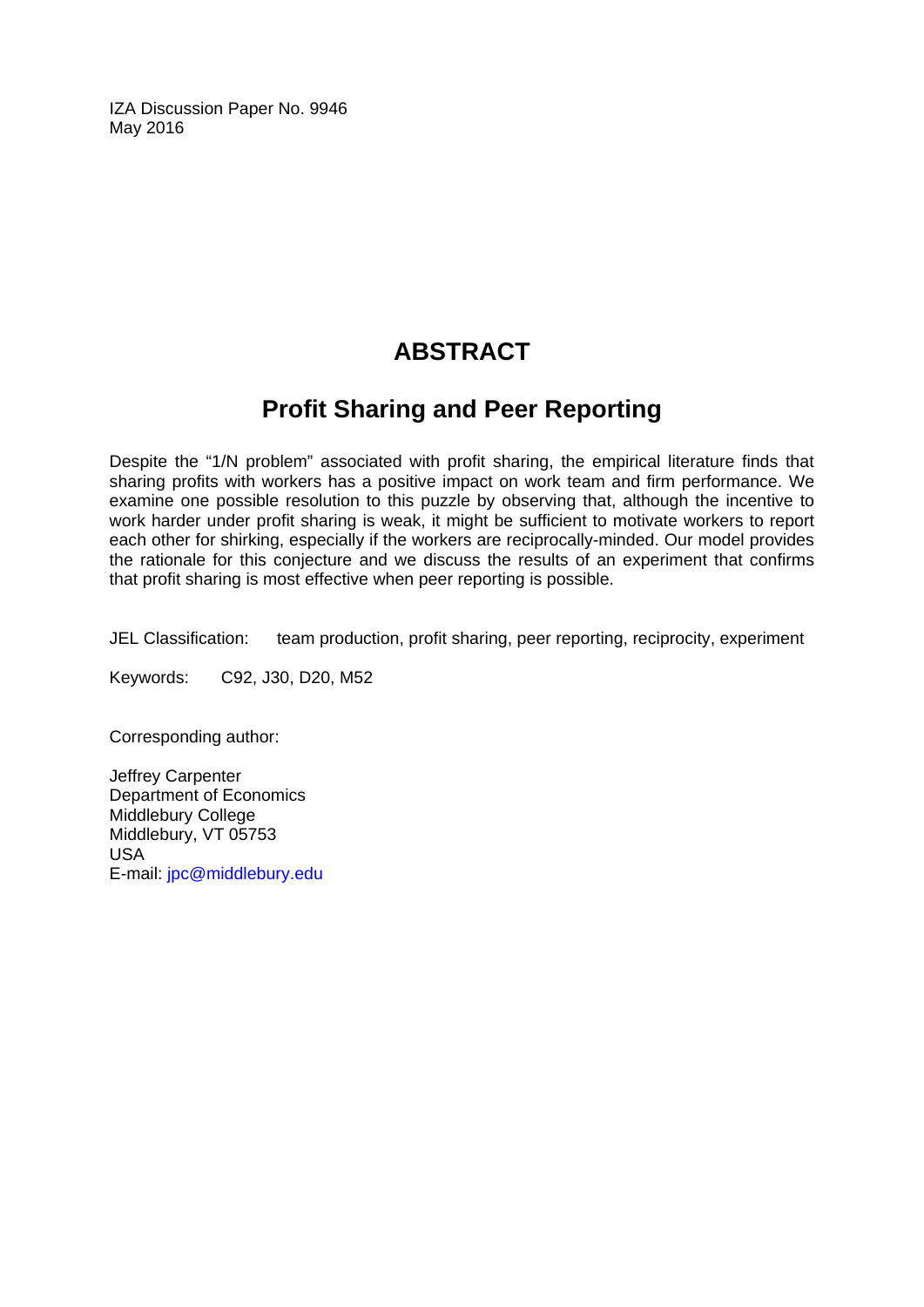IZA Discussion Paper No. 9946
May 2016

# ABSTRACT

## Profit Sharing and Peer Reporting

Despite the "1/N problem" associated with profit sharing, the empirical literature finds that sharing profits with workers has a positive impact on work team and firm performance. We examine one possible resolution to this puzzle by observing that, although the incentive to work harder under profit sharing is weak, it might be sufficient to motivate workers to report each other for shirking, especially if the workers are reciprocally-minded. Our model provides the rationale for this conjecture and we discuss the results of an experiment that confirms that profit sharing is most effective when peer reporting is possible.

JEL Classification: team production, profit sharing, peer reporting, reciprocity, experiment

Keywords: C92, J30, D20, M52

Corresponding author:

Jeffrey Carpenter
Department of Economics
Middlebury College
Middlebury, VT 05753
USA
E-mail: jpc@middlebury.edu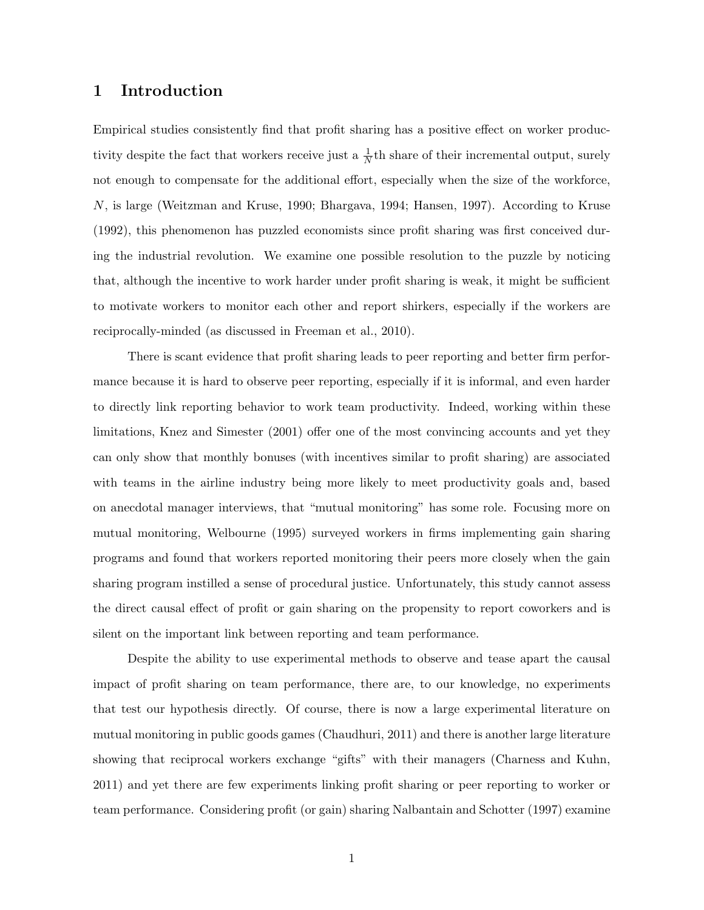# 1 Introduction

Empirical studies consistently find that profit sharing has a positive effect on worker productivity despite the fact that workers receive just a $\frac{1}{N}$th share of their incremental output, surely not enough to compensate for the additional effort, especially when the size of the workforce, $N$, is large (Weitzman and Kruse, 1990; Bhargava, 1994; Hansen, 1997). According to Kruse (1992), this phenomenon has puzzled economists since profit sharing was first conceived during the industrial revolution. We examine one possible resolution to the puzzle by noticing that, although the incentive to work harder under profit sharing is weak, it might be sufficient to motivate workers to monitor each other and report shirkers, especially if the workers are reciprocally-minded (as discussed in Freeman et al., 2010).

There is scant evidence that profit sharing leads to peer reporting and better firm performance because it is hard to observe peer reporting, especially if it is informal, and even harder to directly link reporting behavior to work team productivity. Indeed, working within these limitations, Knez and Simester (2001) offer one of the most convincing accounts and yet they can only show that monthly bonuses (with incentives similar to profit sharing) are associated with teams in the airline industry being more likely to meet productivity goals and, based on anecdotal manager interviews, that "mutual monitoring" has some role. Focusing more on mutual monitoring, Welbourne (1995) surveyed workers in firms implementing gain sharing programs and found that workers reported monitoring their peers more closely when the gain sharing program instilled a sense of procedural justice. Unfortunately, this study cannot assess the direct causal effect of profit or gain sharing on the propensity to report coworkers and is silent on the important link between reporting and team performance.

Despite the ability to use experimental methods to observe and tease apart the causal impact of profit sharing on team performance, there are, to our knowledge, no experiments that test our hypothesis directly. Of course, there is now a large experimental literature on mutual monitoring in public goods games (Chaudhuri, 2011) and there is another large literature showing that reciprocal workers exchange "gifts" with their managers (Charness and Kuhn, 2011) and yet there are few experiments linking profit sharing or peer reporting to worker or team performance. Considering profit (or gain) sharing Nalbantain and Schotter (1997) examine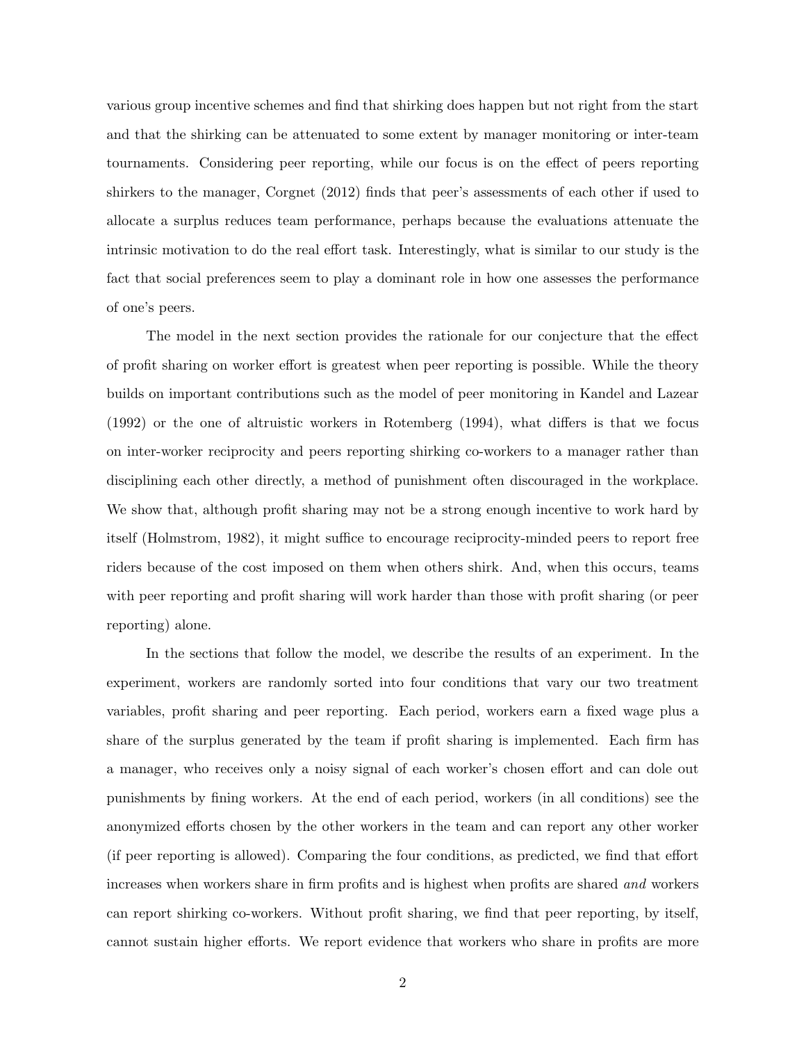various group incentive schemes and find that shirking does happen but not right from the start and that the shirking can be attenuated to some extent by manager monitoring or inter-team tournaments. Considering peer reporting, while our focus is on the effect of peers reporting shirkers to the manager, Corgnet (2012) finds that peer's assessments of each other if used to allocate a surplus reduces team performance, perhaps because the evaluations attenuate the intrinsic motivation to do the real effort task. Interestingly, what is similar to our study is the fact that social preferences seem to play a dominant role in how one assesses the performance of one's peers.

The model in the next section provides the rationale for our conjecture that the effect of profit sharing on worker effort is greatest when peer reporting is possible. While the theory builds on important contributions such as the model of peer monitoring in Kandel and Lazear (1992) or the one of altruistic workers in Rotemberg (1994), what differs is that we focus on inter-worker reciprocity and peers reporting shirking co-workers to a manager rather than disciplining each other directly, a method of punishment often discouraged in the workplace. We show that, although profit sharing may not be a strong enough incentive to work hard by itself (Holmstrom, 1982), it might suffice to encourage reciprocity-minded peers to report free riders because of the cost imposed on them when others shirk. And, when this occurs, teams with peer reporting and profit sharing will work harder than those with profit sharing (or peer reporting) alone.

In the sections that follow the model, we describe the results of an experiment. In the experiment, workers are randomly sorted into four conditions that vary our two treatment variables, profit sharing and peer reporting. Each period, workers earn a fixed wage plus a share of the surplus generated by the team if profit sharing is implemented. Each firm has a manager, who receives only a noisy signal of each worker's chosen effort and can dole out punishments by fining workers. At the end of each period, workers (in all conditions) see the anonymized efforts chosen by the other workers in the team and can report any other worker (if peer reporting is allowed). Comparing the four conditions, as predicted, we find that effort increases when workers share in firm profits and is highest when profits are shared *and* workers can report shirking co-workers. Without profit sharing, we find that peer reporting, by itself, cannot sustain higher efforts. We report evidence that workers who share in profits are more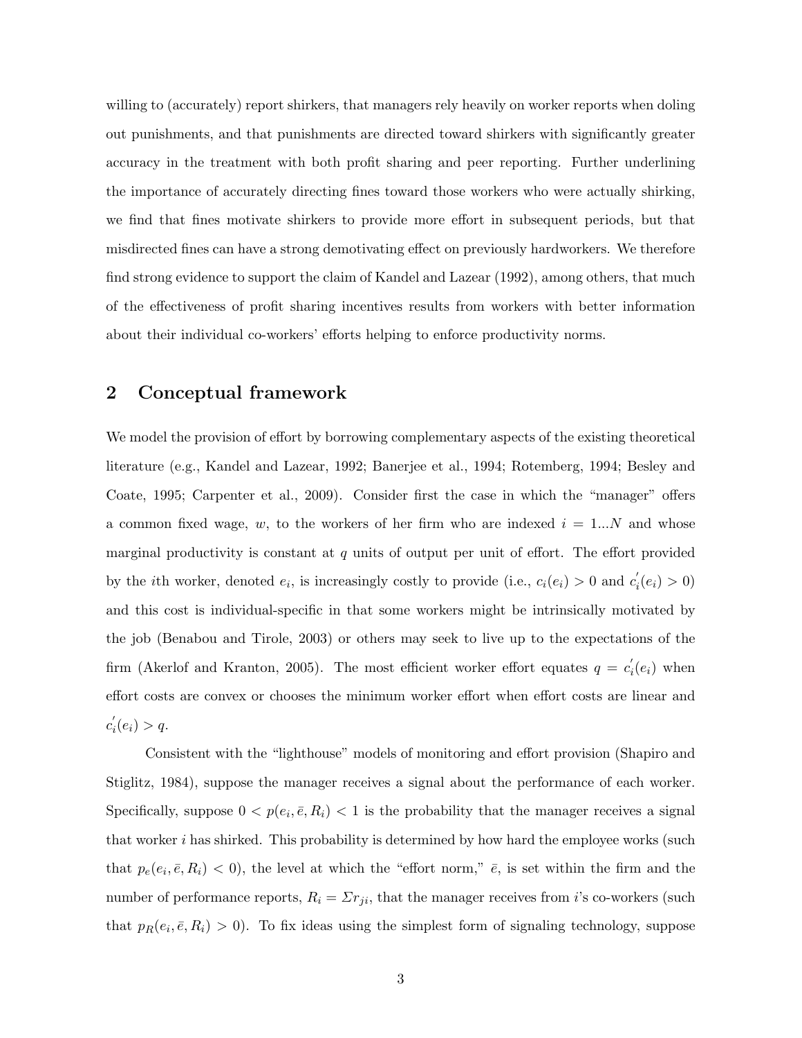willing to (accurately) report shirkers, that managers rely heavily on worker reports when doling out punishments, and that punishments are directed toward shirkers with significantly greater accuracy in the treatment with both profit sharing and peer reporting. Further underlining the importance of accurately directing fines toward those workers who were actually shirking, we find that fines motivate shirkers to provide more effort in subsequent periods, but that misdirected fines can have a strong demotivating effect on previously hardworkers. We therefore find strong evidence to support the claim of Kandel and Lazear (1992), among others, that much of the effectiveness of profit sharing incentives results from workers with better information about their individual co-workers' efforts helping to enforce productivity norms.

## 2 Conceptual framework

We model the provision of effort by borrowing complementary aspects of the existing theoretical literature (e.g., Kandel and Lazear, 1992; Banerjee et al., 1994; Rotemberg, 1994; Besley and Coate, 1995; Carpenter et al., 2009). Consider first the case in which the "manager" offers a common fixed wage, $w$, to the workers of her firm who are indexed $i = 1...N$ and whose marginal productivity is constant at $q$ units of output per unit of effort. The effort provided by the $i$th worker, denoted $e_i$, is increasingly costly to provide (i.e., $c_i(e_i) > 0$ and $c_i^{'}(e_i) > 0$) and this cost is individual-specific in that some workers might be intrinsically motivated by the job (Benabou and Tirole, 2003) or others may seek to live up to the expectations of the firm (Akerlof and Kranton, 2005). The most efficient worker effort equates $q = c_i^{'}(e_i)$ when effort costs are convex or chooses the minimum worker effort when effort costs are linear and $c_i^{'}(e_i) > q$.

Consistent with the "lighthouse" models of monitoring and effort provision (Shapiro and Stiglitz, 1984), suppose the manager receives a signal about the performance of each worker. Specifically, suppose $0 < p(e_i, \bar{e}, R_i) < 1$ is the probability that the manager receives a signal that worker $i$ has shirked. This probability is determined by how hard the employee works (such that $p_e(e_i, \bar{e}, R_i) < 0$), the level at which the "effort norm," $\bar{e}$, is set within the firm and the number of performance reports, $R_i = \Sigma r_{ji}$, that the manager receives from $i$'s co-workers (such that $p_R(e_i, \bar{e}, R_i) > 0$). To fix ideas using the simplest form of signaling technology, suppose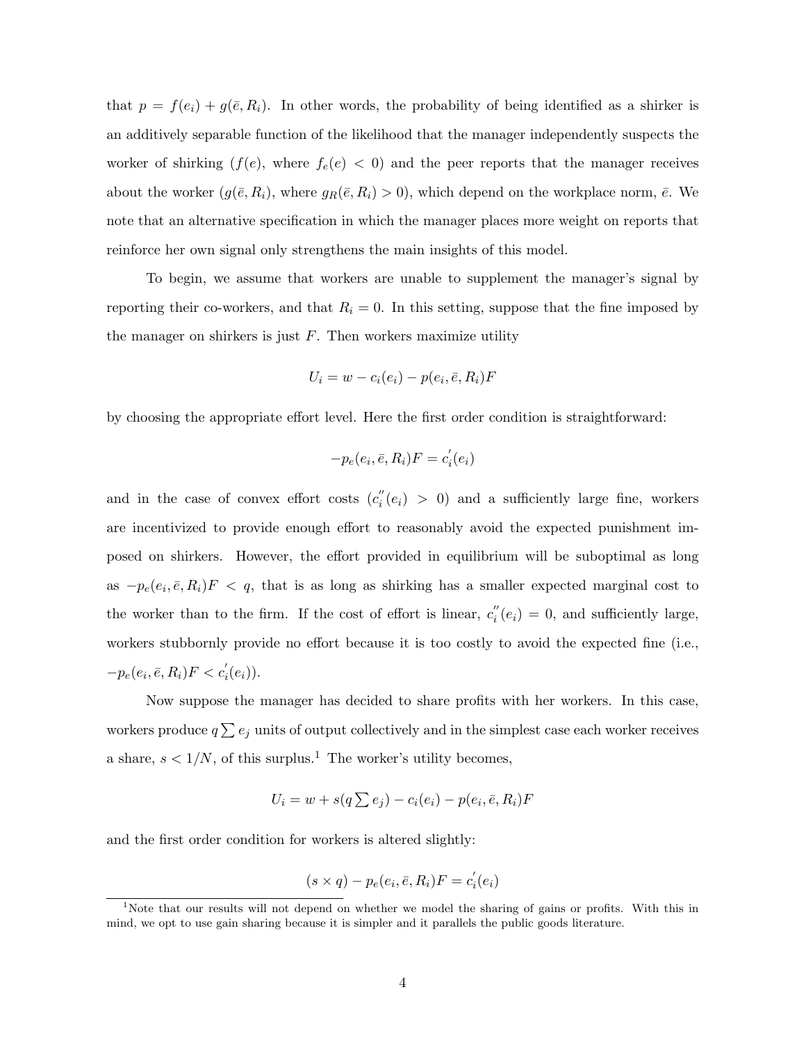that $p = f(e_i) + g(\bar{e}, R_i)$. In other words, the probability of being identified as a shirker is an additively separable function of the likelihood that the manager independently suspects the worker of shirking ($f(e)$, where $f_e(e) < 0$) and the peer reports that the manager receives about the worker ($g(\bar{e}, R_i)$, where $g_R(\bar{e}, R_i) > 0$), which depend on the workplace norm, $\bar{e}$. We note that an alternative specification in which the manager places more weight on reports that reinforce her own signal only strengthens the main insights of this model.

To begin, we assume that workers are unable to supplement the manager's signal by reporting their co-workers, and that $R_i = 0$. In this setting, suppose that the fine imposed by the manager on shirkers is just $F$. Then workers maximize utility

$$U_i = w - c_i(e_i) - p(e_i, \bar{e}, R_i)F$$

by choosing the appropriate effort level. Here the first order condition is straightforward:

$$-p_e(e_i, \bar{e}, R_i)F = c_i^{'}(e_i)$$

and in the case of convex effort costs ($c_i^{''}(e_i) > 0$) and a sufficiently large fine, workers are incentivized to provide enough effort to reasonably avoid the expected punishment imposed on shirkers. However, the effort provided in equilibrium will be suboptimal as long as $-p_e(e_i, \bar{e}, R_i)F < q$, that is as long as shirking has a smaller expected marginal cost to the worker than to the firm. If the cost of effort is linear, $c_i^{''}(e_i) = 0$, and sufficiently large, workers stubbornly provide no effort because it is too costly to avoid the expected fine (i.e., $-p_e(e_i, \bar{e}, R_i)F < c_i^{'}(e_i)$).

Now suppose the manager has decided to share profits with her workers. In this case, workers produce $q\sum e_j$ units of output collectively and in the simplest case each worker receives a share, $s < 1/N$, of this surplus.[1] The worker's utility becomes,

$$U_i = w + s(q\sum e_j) - c_i(e_i) - p(e_i, \bar{e}, R_i)F$$

and the first order condition for workers is altered slightly:

$$(s \times q) - p_e(e_i, \bar{e}, R_i)F = c_i^{'}(e_i)$$

[1] Note that our results will not depend on whether we model the sharing of gains or profits. With this in mind, we opt to use gain sharing because it is simpler and it parallels the public goods literature.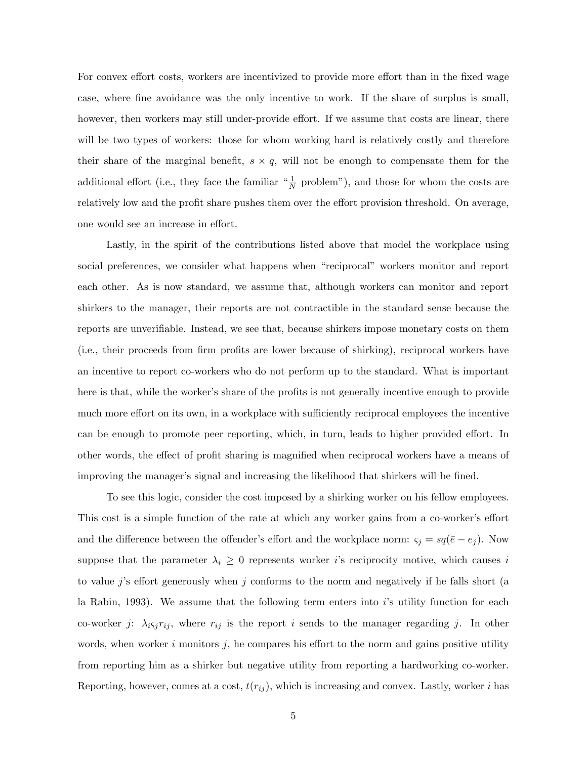For convex effort costs, workers are incentivized to provide more effort than in the fixed wage case, where fine avoidance was the only incentive to work. If the share of surplus is small, however, then workers may still under-provide effort. If we assume that costs are linear, there will be two types of workers: those for whom working hard is relatively costly and therefore their share of the marginal benefit, $s \times q$, will not be enough to compensate them for the additional effort (i.e., they face the familiar "$\frac{1}{N}$ problem"), and those for whom the costs are relatively low and the profit share pushes them over the effort provision threshold. On average, one would see an increase in effort.

Lastly, in the spirit of the contributions listed above that model the workplace using social preferences, we consider what happens when "reciprocal" workers monitor and report each other. As is now standard, we assume that, although workers can monitor and report shirkers to the manager, their reports are not contractible in the standard sense because the reports are unverifiable. Instead, we see that, because shirkers impose monetary costs on them (i.e., their proceeds from firm profits are lower because of shirking), reciprocal workers have an incentive to report co-workers who do not perform up to the standard. What is important here is that, while the worker's share of the profits is not generally incentive enough to provide much more effort on its own, in a workplace with sufficiently reciprocal employees the incentive can be enough to promote peer reporting, which, in turn, leads to higher provided effort. In other words, the effect of profit sharing is magnified when reciprocal workers have a means of improving the manager's signal and increasing the likelihood that shirkers will be fined.

To see this logic, consider the cost imposed by a shirking worker on his fellow employees. This cost is a simple function of the rate at which any worker gains from a co-worker's effort and the difference between the offender's effort and the workplace norm: $\varsigma_j = sq(\bar{e} - e_j)$. Now suppose that the parameter $\lambda_i \geq 0$ represents worker $i$'s reciprocity motive, which causes $i$ to value $j$'s effort generously when $j$ conforms to the norm and negatively if he falls short (a la Rabin, 1993). We assume that the following term enters into $i$'s utility function for each co-worker $j$: $\lambda_i \varsigma_j r_{ij}$, where $r_{ij}$ is the report $i$ sends to the manager regarding $j$. In other words, when worker $i$ monitors $j$, he compares his effort to the norm and gains positive utility from reporting him as a shirker but negative utility from reporting a hardworking co-worker. Reporting, however, comes at a cost, $t(r_{ij})$, which is increasing and convex. Lastly, worker $i$ has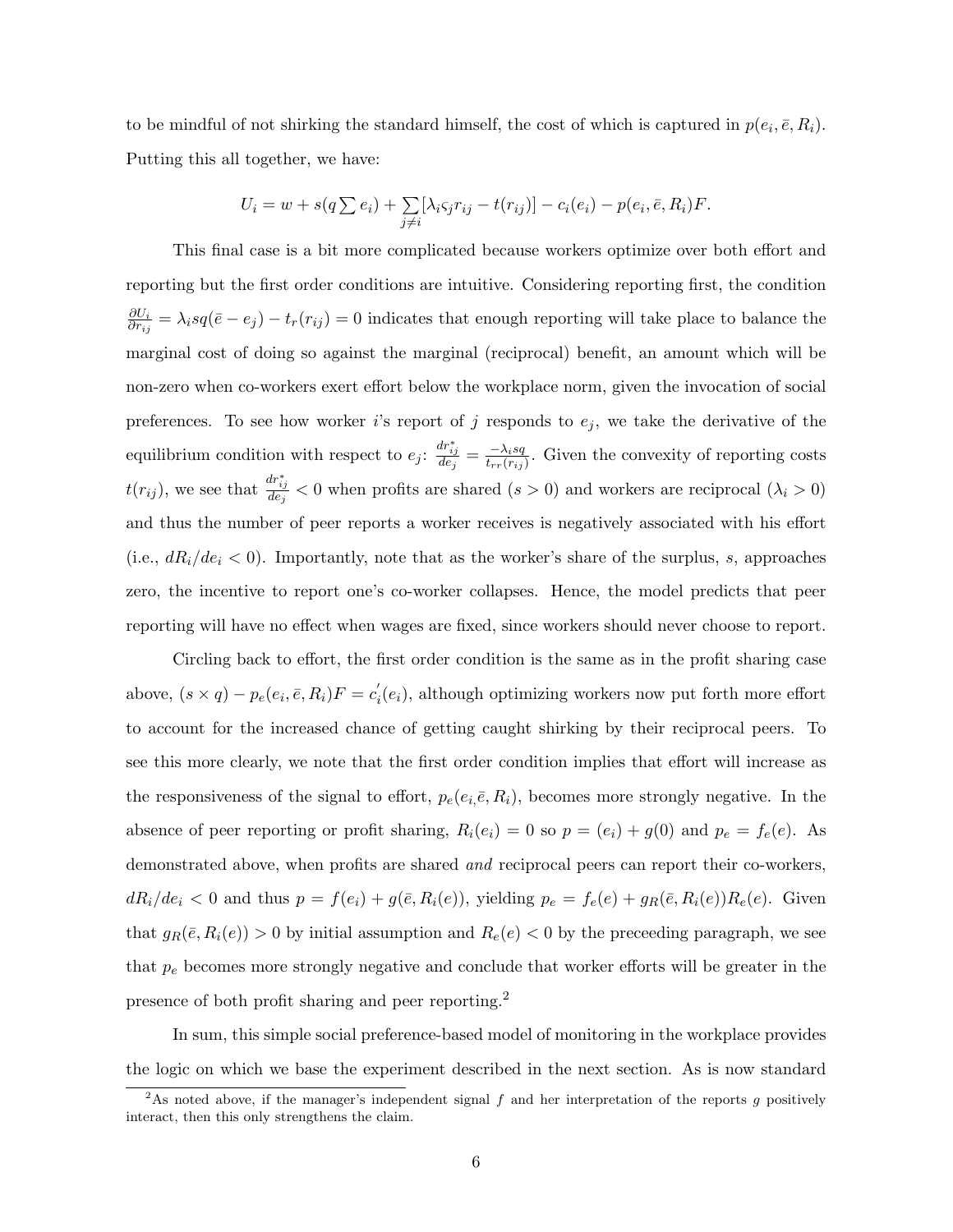to be mindful of not shirking the standard himself, the cost of which is captured in $p(e_i, \bar{e}, R_i)$. Putting this all together, we have:

$$U_i = w + s(q \sum e_i) + \sum_{j \neq i} [\lambda_i \varsigma_j r_{ij} - t(r_{ij})] - c_i(e_i) - p(e_i, \bar{e}, R_i)F.$$

This final case is a bit more complicated because workers optimize over both effort and reporting but the first order conditions are intuitive. Considering reporting first, the condition $\frac{\partial U_i}{\partial r_{ij}} = \lambda_i sq(\bar{e} - e_j) - t_r(r_{ij}) = 0$ indicates that enough reporting will take place to balance the marginal cost of doing so against the marginal (reciprocal) benefit, an amount which will be non-zero when co-workers exert effort below the workplace norm, given the invocation of social preferences. To see how worker $i$'s report of $j$ responds to $e_j$, we take the derivative of the equilibrium condition with respect to $e_j$: $\frac{dr^*_{ij}}{de_j} = \frac{-\lambda_i sq}{t_{rr}(r_{ij})}$. Given the convexity of reporting costs $t(r_{ij})$, we see that $\frac{dr^*_{ij}}{de_j} < 0$ when profits are shared ($s > 0$) and workers are reciprocal ($\lambda_i > 0$) and thus the number of peer reports a worker receives is negatively associated with his effort (i.e., $dR_i/de_i < 0$). Importantly, note that as the worker's share of the surplus, $s$, approaches zero, the incentive to report one's co-worker collapses. Hence, the model predicts that peer reporting will have no effect when wages are fixed, since workers should never choose to report.

Circling back to effort, the first order condition is the same as in the profit sharing case above, $(s \times q) - p_e(e_i, \bar{e}, R_i)F = c_i'(e_i)$, although optimizing workers now put forth more effort to account for the increased chance of getting caught shirking by their reciprocal peers. To see this more clearly, we note that the first order condition implies that effort will increase as the responsiveness of the signal to effort, $p_e(e_i, \bar{e}, R_i)$, becomes more strongly negative. In the absence of peer reporting or profit sharing, $R_i(e_i) = 0$ so $p = (e_i) + g(0)$ and $p_e = f_e(e)$. As demonstrated above, when profits are shared *and* reciprocal peers can report their co-workers, $dR_i/de_i < 0$ and thus $p = f(e_i) + g(\bar{e}, R_i(e))$, yielding $p_e = f_e(e) + g_R(\bar{e}, R_i(e))R_e(e)$. Given that $g_R(\bar{e}, R_i(e)) > 0$ by initial assumption and $R_e(e) < 0$ by the preceeding paragraph, we see that $p_e$ becomes more strongly negative and conclude that worker efforts will be greater in the presence of both profit sharing and peer reporting.[2]

In sum, this simple social preference-based model of monitoring in the workplace provides the logic on which we base the experiment described in the next section. As is now standard

[2] As noted above, if the manager's independent signal $f$ and her interpretation of the reports $g$ positively interact, then this only strengthens the claim.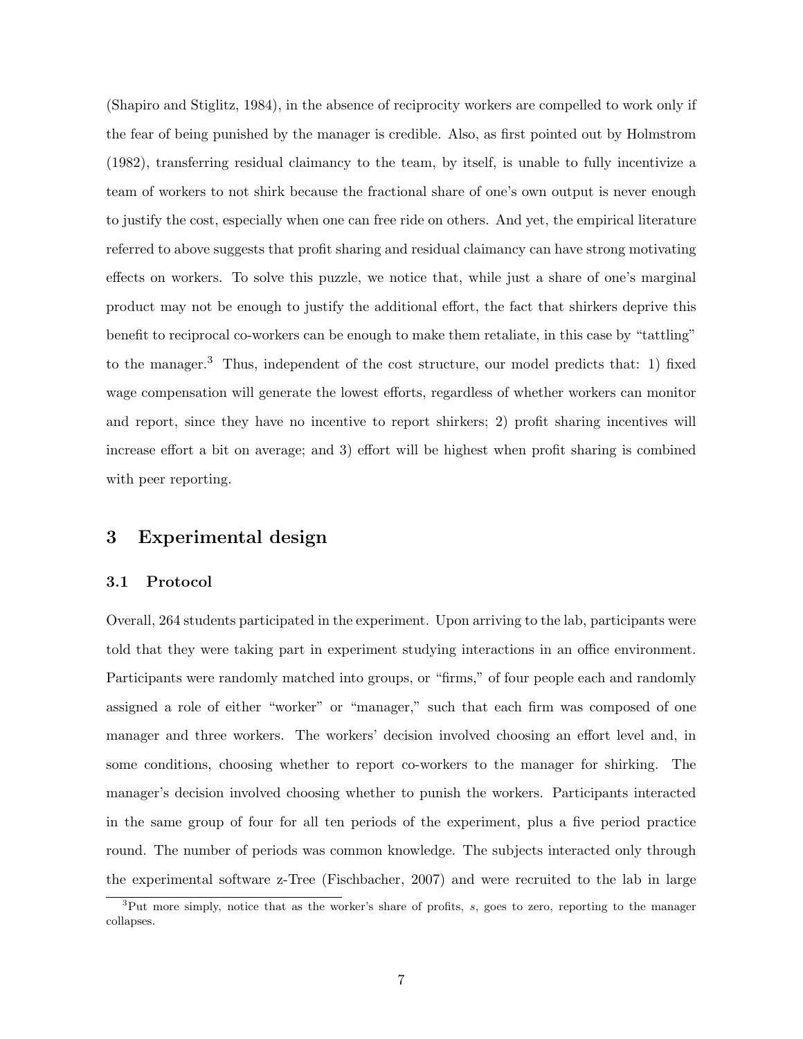(Shapiro and Stiglitz, 1984), in the absence of reciprocity workers are compelled to work only if the fear of being punished by the manager is credible. Also, as first pointed out by Holmstrom (1982), transferring residual claimancy to the team, by itself, is unable to fully incentivize a team of workers to not shirk because the fractional share of one's own output is never enough to justify the cost, especially when one can free ride on others. And yet, the empirical literature referred to above suggests that profit sharing and residual claimancy can have strong motivating effects on workers. To solve this puzzle, we notice that, while just a share of one's marginal product may not be enough to justify the additional effort, the fact that shirkers deprive this benefit to reciprocal co-workers can be enough to make them retaliate, in this case by "tattling" to the manager.[3] Thus, independent of the cost structure, our model predicts that: 1) fixed wage compensation will generate the lowest efforts, regardless of whether workers can monitor and report, since they have no incentive to report shirkers; 2) profit sharing incentives will increase effort a bit on average; and 3) effort will be highest when profit sharing is combined with peer reporting.

# 3 Experimental design

## 3.1 Protocol

Overall, 264 students participated in the experiment. Upon arriving to the lab, participants were told that they were taking part in experiment studying interactions in an office environment. Participants were randomly matched into groups, or "firms," of four people each and randomly assigned a role of either "worker" or "manager," such that each firm was composed of one manager and three workers. The workers' decision involved choosing an effort level and, in some conditions, choosing whether to report co-workers to the manager for shirking. The manager's decision involved choosing whether to punish the workers. Participants interacted in the same group of four for all ten periods of the experiment, plus a five period practice round. The number of periods was common knowledge. The subjects interacted only through the experimental software z-Tree (Fischbacher, 2007) and were recruited to the lab in large

[3] Put more simply, notice that as the worker's share of profits, $s$, goes to zero, reporting to the manager collapses.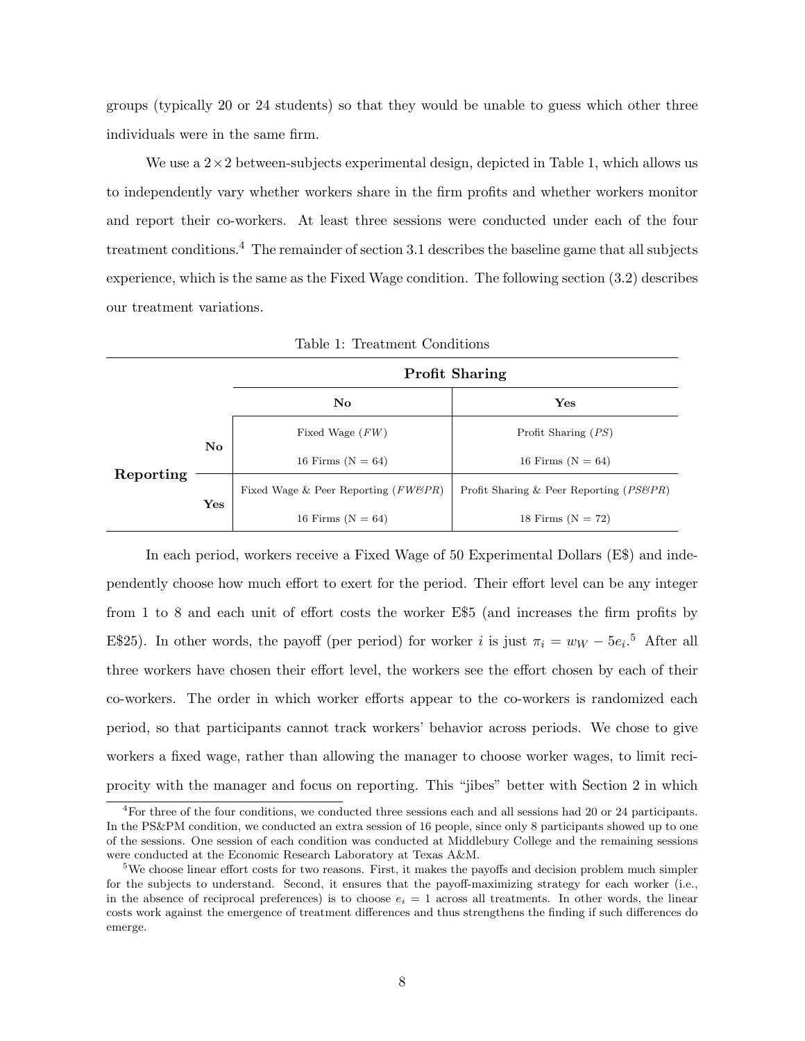groups (typically 20 or 24 students) so that they would be unable to guess which other three individuals were in the same firm.

We use a $2 \times 2$ between-subjects experimental design, depicted in Table 1, which allows us to independently vary whether workers share in the firm profits and whether workers monitor and report their co-workers. At least three sessions were conducted under each of the four treatment conditions.[4] The remainder of section 3.1 describes the baseline game that all subjects experience, which is the same as the Fixed Wage condition. The following section (3.2) describes our treatment variations.

Table 1: Treatment Conditions

| | | **Profit Sharing** | |
|---|---|---|---|
| | | **No** | **Yes** |
| **Reporting** | **No** | Fixed Wage (*FW*)<br>16 Firms (N = 64) | Profit Sharing (*PS*)<br>16 Firms (N = 64) |
| | **Yes** | Fixed Wage & Peer Reporting (*FW&PR*)<br>16 Firms (N = 64) | Profit Sharing & Peer Reporting (*PS&PR*)<br>18 Firms (N = 72) |

In each period, workers receive a Fixed Wage of 50 Experimental Dollars (E$) and independently choose how much effort to exert for the period. Their effort level can be any integer from 1 to 8 and each unit of effort costs the worker E$5 (and increases the firm profits by E$25). In other words, the payoff (per period) for worker $i$ is just $\pi_i = w_W - 5e_i$.[5] After all three workers have chosen their effort level, the workers see the effort chosen by each of their co-workers. The order in which worker efforts appear to the co-workers is randomized each period, so that participants cannot track workers' behavior across periods. We chose to give workers a fixed wage, rather than allowing the manager to choose worker wages, to limit reciprocity with the manager and focus on reporting. This "jibes" better with Section 2 in which

[4] For three of the four conditions, we conducted three sessions each and all sessions had 20 or 24 participants. In the PS&PM condition, we conducted an extra session of 16 people, since only 8 participants showed up to one of the sessions. One session of each condition was conducted at Middlebury College and the remaining sessions were conducted at the Economic Research Laboratory at Texas A&M.

[5] We choose linear effort costs for two reasons. First, it makes the payoffs and decision problem much simpler for the subjects to understand. Second, it ensures that the payoff-maximizing strategy for each worker (i.e., in the absence of reciprocal preferences) is to choose $e_i = 1$ across all treatments. In other words, the linear costs work against the emergence of treatment differences and thus strengthens the finding if such differences do emerge.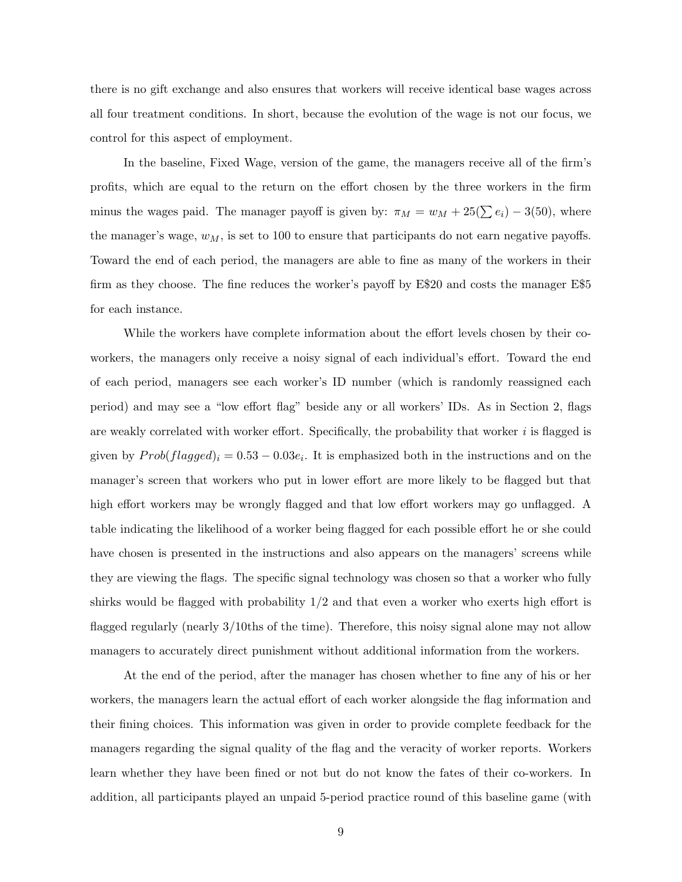there is no gift exchange and also ensures that workers will receive identical base wages across all four treatment conditions. In short, because the evolution of the wage is not our focus, we control for this aspect of employment.

In the baseline, Fixed Wage, version of the game, the managers receive all of the firm's profits, which are equal to the return on the effort chosen by the three workers in the firm minus the wages paid. The manager payoff is given by: $\pi_M = w_M + 25(\sum e_i) - 3(50)$, where the manager's wage, $w_M$, is set to 100 to ensure that participants do not earn negative payoffs. Toward the end of each period, the managers are able to fine as many of the workers in their firm as they choose. The fine reduces the worker's payoff by E$20 and costs the manager E$5 for each instance.

While the workers have complete information about the effort levels chosen by their co-workers, the managers only receive a noisy signal of each individual's effort. Toward the end of each period, managers see each worker's ID number (which is randomly reassigned each period) and may see a "low effort flag" beside any or all workers' IDs. As in Section 2, flags are weakly correlated with worker effort. Specifically, the probability that worker $i$ is flagged is given by $Prob(flagged)_i = 0.53 - 0.03e_i$. It is emphasized both in the instructions and on the manager's screen that workers who put in lower effort are more likely to be flagged but that high effort workers may be wrongly flagged and that low effort workers may go unflagged. A table indicating the likelihood of a worker being flagged for each possible effort he or she could have chosen is presented in the instructions and also appears on the managers' screens while they are viewing the flags. The specific signal technology was chosen so that a worker who fully shirks would be flagged with probability 1/2 and that even a worker who exerts high effort is flagged regularly (nearly 3/10ths of the time). Therefore, this noisy signal alone may not allow managers to accurately direct punishment without additional information from the workers.

At the end of the period, after the manager has chosen whether to fine any of his or her workers, the managers learn the actual effort of each worker alongside the flag information and their fining choices. This information was given in order to provide complete feedback for the managers regarding the signal quality of the flag and the veracity of worker reports. Workers learn whether they have been fined or not but do not know the fates of their co-workers. In addition, all participants played an unpaid 5-period practice round of this baseline game (with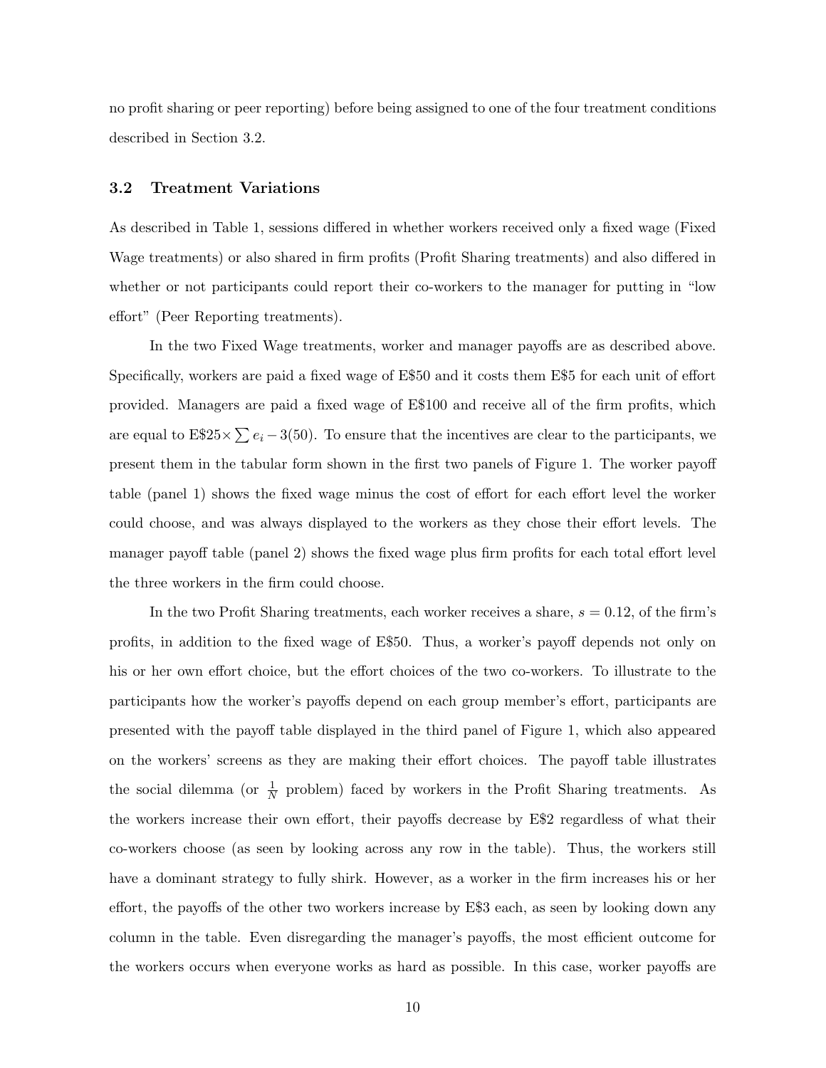no profit sharing or peer reporting) before being assigned to one of the four treatment conditions described in Section 3.2.

### 3.2 Treatment Variations

As described in Table 1, sessions differed in whether workers received only a fixed wage (Fixed Wage treatments) or also shared in firm profits (Profit Sharing treatments) and also differed in whether or not participants could report their co-workers to the manager for putting in "low effort" (Peer Reporting treatments).

In the two Fixed Wage treatments, worker and manager payoffs are as described above. Specifically, workers are paid a fixed wage of E\$50 and it costs them E\$5 for each unit of effort provided. Managers are paid a fixed wage of E\$100 and receive all of the firm profits, which are equal to E\$25$\times \sum e_i - 3(50)$. To ensure that the incentives are clear to the participants, we present them in the tabular form shown in the first two panels of Figure 1. The worker payoff table (panel 1) shows the fixed wage minus the cost of effort for each effort level the worker could choose, and was always displayed to the workers as they chose their effort levels. The manager payoff table (panel 2) shows the fixed wage plus firm profits for each total effort level the three workers in the firm could choose.

In the two Profit Sharing treatments, each worker receives a share, $s = 0.12$, of the firm's profits, in addition to the fixed wage of E\$50. Thus, a worker's payoff depends not only on his or her own effort choice, but the effort choices of the two co-workers. To illustrate to the participants how the worker's payoffs depend on each group member's effort, participants are presented with the payoff table displayed in the third panel of Figure 1, which also appeared on the workers' screens as they are making their effort choices. The payoff table illustrates the social dilemma (or $\frac{1}{N}$ problem) faced by workers in the Profit Sharing treatments. As the workers increase their own effort, their payoffs decrease by E\$2 regardless of what their co-workers choose (as seen by looking across any row in the table). Thus, the workers still have a dominant strategy to fully shirk. However, as a worker in the firm increases his or her effort, the payoffs of the other two workers increase by E\$3 each, as seen by looking down any column in the table. Even disregarding the manager's payoffs, the most efficient outcome for the workers occurs when everyone works as hard as possible. In this case, worker payoffs are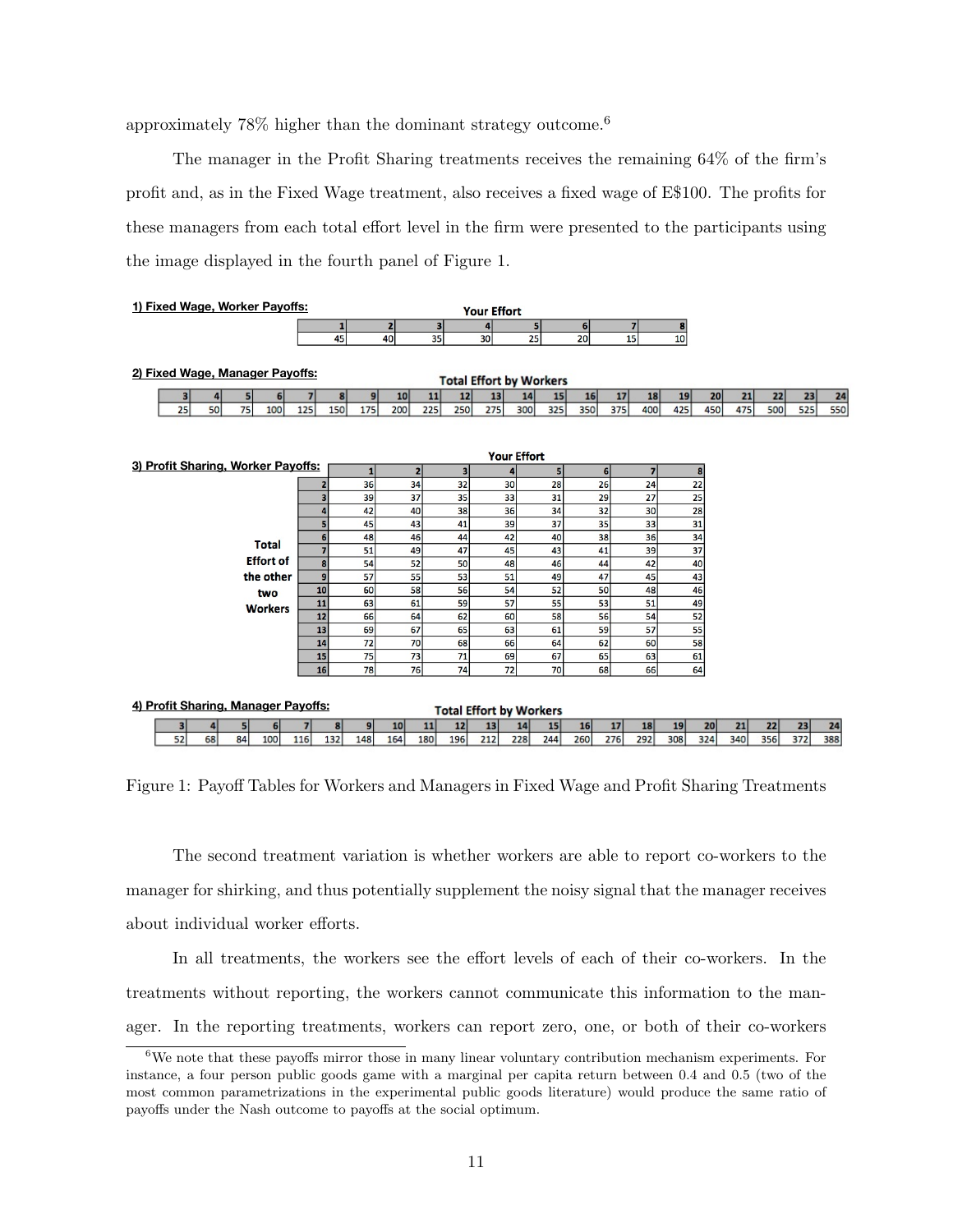approximately 78% higher than the dominant strategy outcome.[6]

The manager in the Profit Sharing treatments receives the remaining 64% of the firm's profit and, as in the Fixed Wage treatment, also receives a fixed wage of E$100. The profits for these managers from each total effort level in the firm were presented to the participants using the image displayed in the fourth panel of Figure 1.

**1) Fixed Wage, Worker Payoffs:**

| Your Effort | 1 | 2 | 3 | 4 | 5 | 6 | 7 | 8 |
|---|---|---|---|---|---|---|---|---|
| | 45 | 40 | 35 | 30 | 25 | 20 | 15 | 10 |

**2) Fixed Wage, Manager Payoffs:**

| Total Effort by Workers | 3 | 4 | 5 | 6 | 7 | 8 | 9 | 10 | 11 | 12 | 13 | 14 | 15 | 16 | 17 | 18 | 19 | 20 | 21 | 22 | 23 | 24 |
|---|---|---|---|---|---|---|---|---|---|---|---|---|---|---|---|---|---|---|---|---|---|---|
| | 25 | 50 | 75 | 100 | 125 | 150 | 175 | 200 | 225 | 250 | 275 | 300 | 325 | 350 | 375 | 400 | 425 | 450 | 475 | 500 | 525 | 550 |

**3) Profit Sharing, Worker Payoffs:**

| Total Effort of the other two Workers \ Your Effort | 1 | 2 | 3 | 4 | 5 | 6 | 7 | 8 |
|---|---|---|---|---|---|---|---|---|
| 2 | 36 | 34 | 32 | 30 | 28 | 26 | 24 | 22 |
| 3 | 39 | 37 | 35 | 33 | 31 | 29 | 27 | 25 |
| 4 | 42 | 40 | 38 | 36 | 34 | 32 | 30 | 28 |
| 5 | 45 | 43 | 41 | 39 | 37 | 35 | 33 | 31 |
| 6 | 48 | 46 | 44 | 42 | 40 | 38 | 36 | 34 |
| 7 | 51 | 49 | 47 | 45 | 43 | 41 | 39 | 37 |
| 8 | 54 | 52 | 50 | 48 | 46 | 44 | 42 | 40 |
| 9 | 57 | 55 | 53 | 51 | 49 | 47 | 45 | 43 |
| 10 | 60 | 58 | 56 | 54 | 52 | 50 | 48 | 46 |
| 11 | 63 | 61 | 59 | 57 | 55 | 53 | 51 | 49 |
| 12 | 66 | 64 | 62 | 60 | 58 | 56 | 54 | 52 |
| 13 | 69 | 67 | 65 | 63 | 61 | 59 | 57 | 55 |
| 14 | 72 | 70 | 68 | 66 | 64 | 62 | 60 | 58 |
| 15 | 75 | 73 | 71 | 69 | 67 | 65 | 63 | 61 |
| 16 | 78 | 76 | 74 | 72 | 70 | 68 | 66 | 64 |

**4) Profit Sharing, Manager Payoffs:**

| Total Effort by Workers | 3 | 4 | 5 | 6 | 7 | 8 | 9 | 10 | 11 | 12 | 13 | 14 | 15 | 16 | 17 | 18 | 19 | 20 | 21 | 22 | 23 | 24 |
|---|---|---|---|---|---|---|---|---|---|---|---|---|---|---|---|---|---|---|---|---|---|---|
| | 52 | 68 | 84 | 100 | 116 | 132 | 148 | 164 | 180 | 196 | 212 | 228 | 244 | 260 | 276 | 292 | 308 | 324 | 340 | 356 | 372 | 388 |

Figure 1: Payoff Tables for Workers and Managers in Fixed Wage and Profit Sharing Treatments

The second treatment variation is whether workers are able to report co-workers to the manager for shirking, and thus potentially supplement the noisy signal that the manager receives about individual worker efforts.

In all treatments, the workers see the effort levels of each of their co-workers. In the treatments without reporting, the workers cannot communicate this information to the manager. In the reporting treatments, workers can report zero, one, or both of their co-workers

[6] We note that these payoffs mirror those in many linear voluntary contribution mechanism experiments. For instance, a four person public goods game with a marginal per capita return between 0.4 and 0.5 (two of the most common parametrizations in the experimental public goods literature) would produce the same ratio of payoffs under the Nash outcome to payoffs at the social optimum.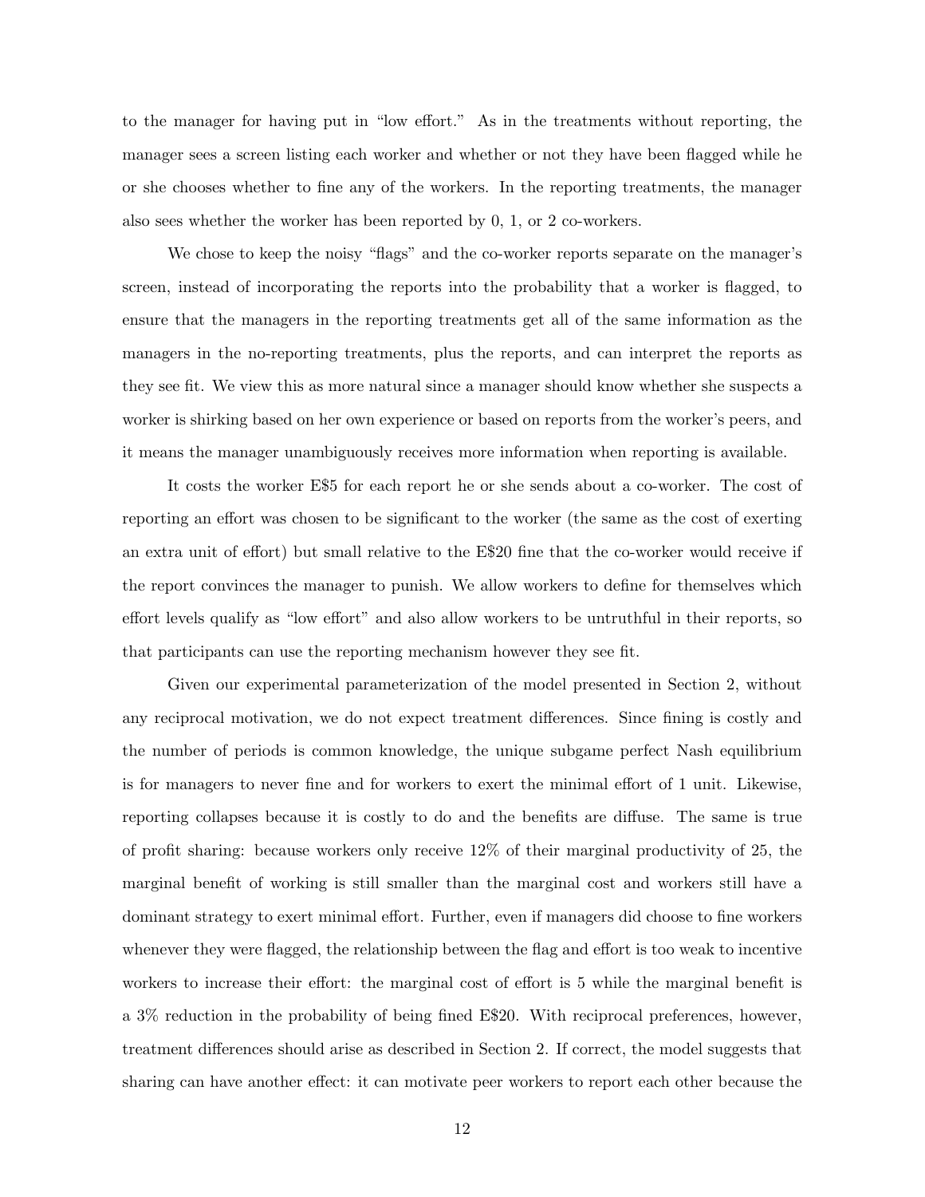to the manager for having put in "low effort." As in the treatments without reporting, the manager sees a screen listing each worker and whether or not they have been flagged while he or she chooses whether to fine any of the workers. In the reporting treatments, the manager also sees whether the worker has been reported by 0, 1, or 2 co-workers.

We chose to keep the noisy "flags" and the co-worker reports separate on the manager's screen, instead of incorporating the reports into the probability that a worker is flagged, to ensure that the managers in the reporting treatments get all of the same information as the managers in the no-reporting treatments, plus the reports, and can interpret the reports as they see fit. We view this as more natural since a manager should know whether she suspects a worker is shirking based on her own experience or based on reports from the worker's peers, and it means the manager unambiguously receives more information when reporting is available.

It costs the worker E$5 for each report he or she sends about a co-worker. The cost of reporting an effort was chosen to be significant to the worker (the same as the cost of exerting an extra unit of effort) but small relative to the E$20 fine that the co-worker would receive if the report convinces the manager to punish. We allow workers to define for themselves which effort levels qualify as "low effort" and also allow workers to be untruthful in their reports, so that participants can use the reporting mechanism however they see fit.

Given our experimental parameterization of the model presented in Section 2, without any reciprocal motivation, we do not expect treatment differences. Since fining is costly and the number of periods is common knowledge, the unique subgame perfect Nash equilibrium is for managers to never fine and for workers to exert the minimal effort of 1 unit. Likewise, reporting collapses because it is costly to do and the benefits are diffuse. The same is true of profit sharing: because workers only receive 12% of their marginal productivity of 25, the marginal benefit of working is still smaller than the marginal cost and workers still have a dominant strategy to exert minimal effort. Further, even if managers did choose to fine workers whenever they were flagged, the relationship between the flag and effort is too weak to incentive workers to increase their effort: the marginal cost of effort is 5 while the marginal benefit is a 3% reduction in the probability of being fined E$20. With reciprocal preferences, however, treatment differences should arise as described in Section 2. If correct, the model suggests that sharing can have another effect: it can motivate peer workers to report each other because the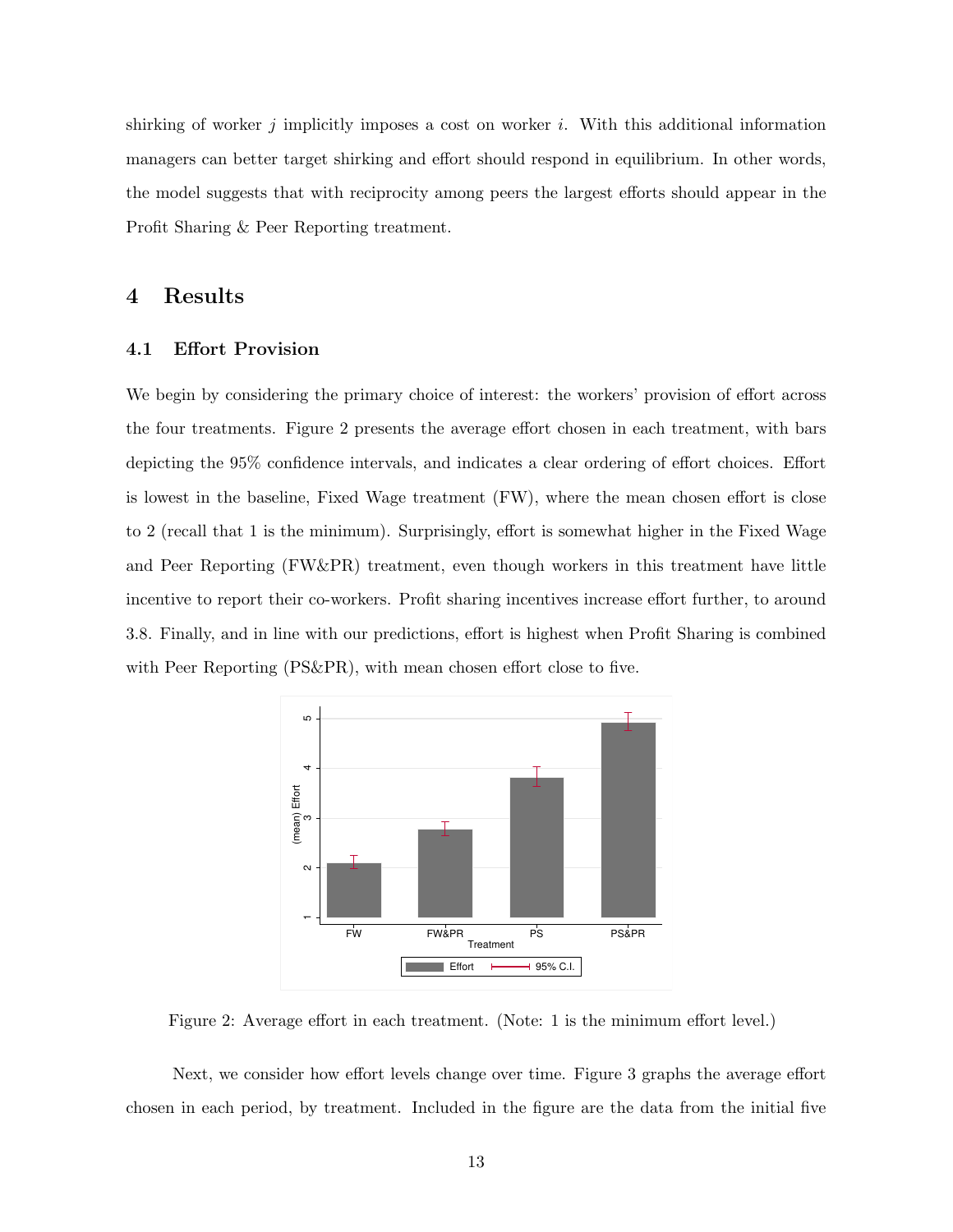shirking of worker $j$ implicitly imposes a cost on worker $i$. With this additional information managers can better target shirking and effort should respond in equilibrium. In other words, the model suggests that with reciprocity among peers the largest efforts should appear in the Profit Sharing & Peer Reporting treatment.

# 4 Results

## 4.1 Effort Provision

We begin by considering the primary choice of interest: the workers' provision of effort across the four treatments. Figure 2 presents the average effort chosen in each treatment, with bars depicting the 95% confidence intervals, and indicates a clear ordering of effort choices. Effort is lowest in the baseline, Fixed Wage treatment (FW), where the mean chosen effort is close to 2 (recall that 1 is the minimum). Surprisingly, effort is somewhat higher in the Fixed Wage and Peer Reporting (FW&PR) treatment, even though workers in this treatment have little incentive to report their co-workers. Profit sharing incentives increase effort further, to around 3.8. Finally, and in line with our predictions, effort is highest when Profit Sharing is combined with Peer Reporting (PS&PR), with mean chosen effort close to five.

Figure 2: Average effort in each treatment. (Note: 1 is the minimum effort level.)

Next, we consider how effort levels change over time. Figure 3 graphs the average effort chosen in each period, by treatment. Included in the figure are the data from the initial five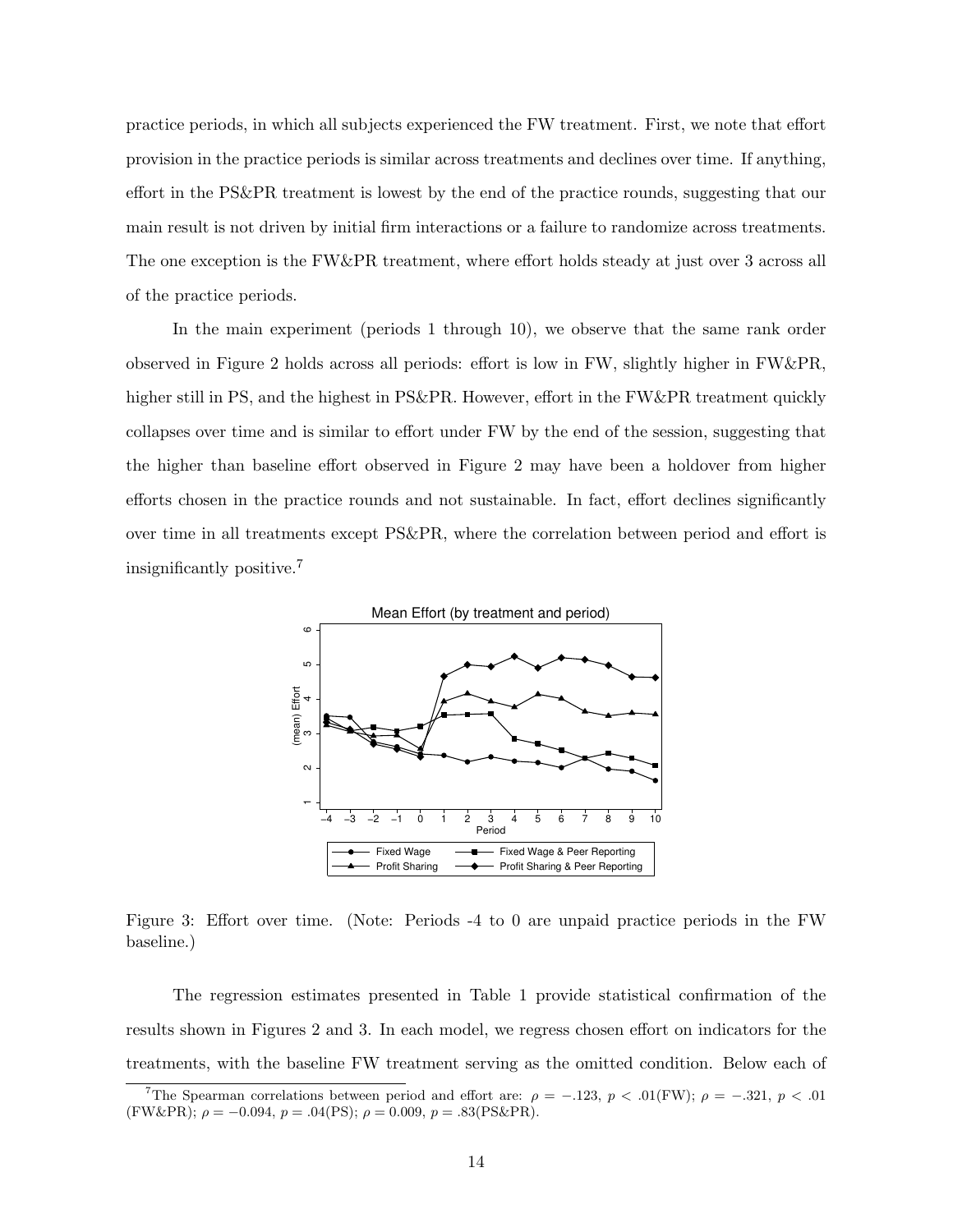practice periods, in which all subjects experienced the FW treatment. First, we note that effort provision in the practice periods is similar across treatments and declines over time. If anything, effort in the PS&PR treatment is lowest by the end of the practice rounds, suggesting that our main result is not driven by initial firm interactions or a failure to randomize across treatments. The one exception is the FW&PR treatment, where effort holds steady at just over 3 across all of the practice periods.

In the main experiment (periods 1 through 10), we observe that the same rank order observed in Figure 2 holds across all periods: effort is low in FW, slightly higher in FW&PR, higher still in PS, and the highest in PS&PR. However, effort in the FW&PR treatment quickly collapses over time and is similar to effort under FW by the end of the session, suggesting that the higher than baseline effort observed in Figure 2 may have been a holdover from higher efforts chosen in the practice rounds and not sustainable. In fact, effort declines significantly over time in all treatments except PS&PR, where the correlation between period and effort is insignificantly positive.[7]

Figure 3: Effort over time. (Note: Periods -4 to 0 are unpaid practice periods in the FW baseline.)

The regression estimates presented in Table 1 provide statistical confirmation of the results shown in Figures 2 and 3. In each model, we regress chosen effort on indicators for the treatments, with the baseline FW treatment serving as the omitted condition. Below each of

[7]The Spearman correlations between period and effort are: $\rho = -.123$, $p < .01$(FW); $\rho = -.321$, $p < .01$ (FW&PR); $\rho = -0.094$, $p = .04$(PS); $\rho = 0.009$, $p = .83$(PS&PR).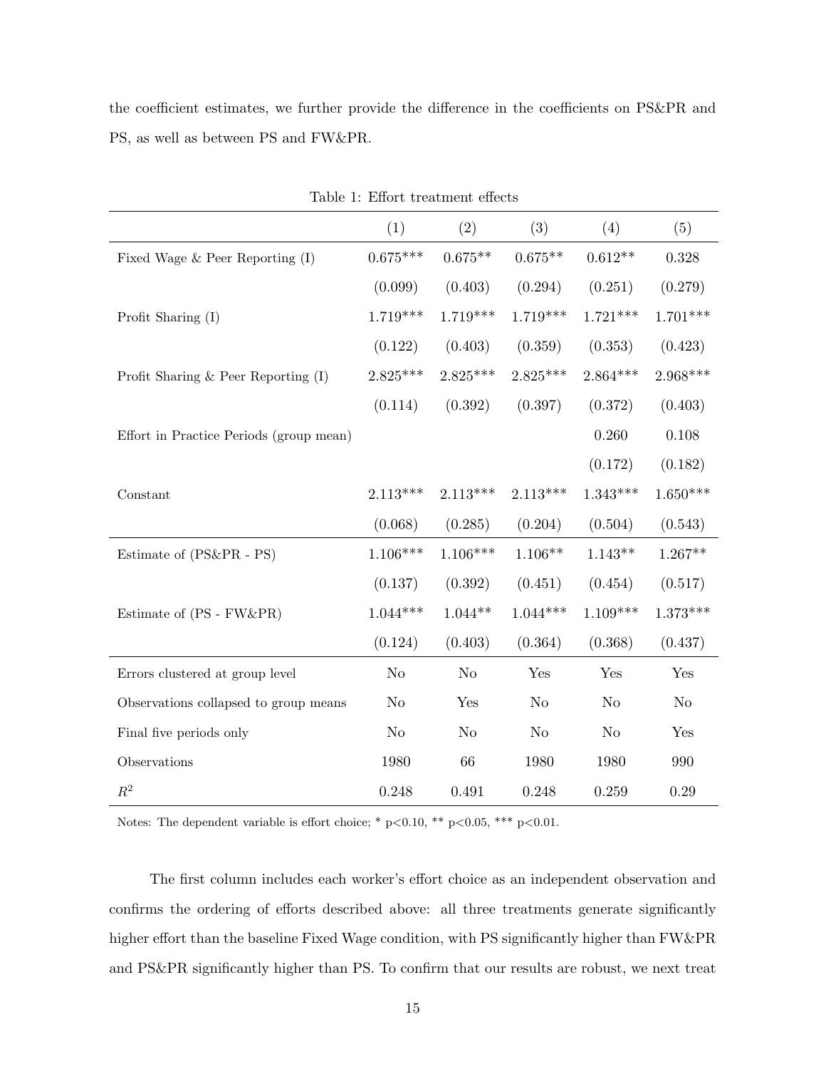the coefficient estimates, we further provide the difference in the coefficients on PS&PR and PS, as well as between PS and FW&PR.

Table 1: Effort treatment effects

| | (1) | (2) | (3) | (4) | (5) |
|---|---|---|---|---|---|
| Fixed Wage & Peer Reporting (I) | 0.675*** | 0.675** | 0.675** | 0.612** | 0.328 |
| | (0.099) | (0.403) | (0.294) | (0.251) | (0.279) |
| Profit Sharing (I) | 1.719*** | 1.719*** | 1.719*** | 1.721*** | 1.701*** |
| | (0.122) | (0.403) | (0.359) | (0.353) | (0.423) |
| Profit Sharing & Peer Reporting (I) | 2.825*** | 2.825*** | 2.825*** | 2.864*** | 2.968*** |
| | (0.114) | (0.392) | (0.397) | (0.372) | (0.403) |
| Effort in Practice Periods (group mean) | | | | 0.260 | 0.108 |
| | | | | (0.172) | (0.182) |
| Constant | 2.113*** | 2.113*** | 2.113*** | 1.343*** | 1.650*** |
| | (0.068) | (0.285) | (0.204) | (0.504) | (0.543) |
| Estimate of (PS&PR - PS) | 1.106*** | 1.106*** | 1.106** | 1.143** | 1.267** |
| | (0.137) | (0.392) | (0.451) | (0.454) | (0.517) |
| Estimate of (PS - FW&PR) | 1.044*** | 1.044** | 1.044*** | 1.109*** | 1.373*** |
| | (0.124) | (0.403) | (0.364) | (0.368) | (0.437) |
| Errors clustered at group level | No | No | Yes | Yes | Yes |
| Observations collapsed to group means | No | Yes | No | No | No |
| Final five periods only | No | No | No | No | Yes |
| Observations | 1980 | 66 | 1980 | 1980 | 990 |
| $R^2$ | 0.248 | 0.491 | 0.248 | 0.259 | 0.29 |

Notes: The dependent variable is effort choice; * p<0.10, ** p<0.05, *** p<0.01.

The first column includes each worker's effort choice as an independent observation and confirms the ordering of efforts described above: all three treatments generate significantly higher effort than the baseline Fixed Wage condition, with PS significantly higher than FW&PR and PS&PR significantly higher than PS. To confirm that our results are robust, we next treat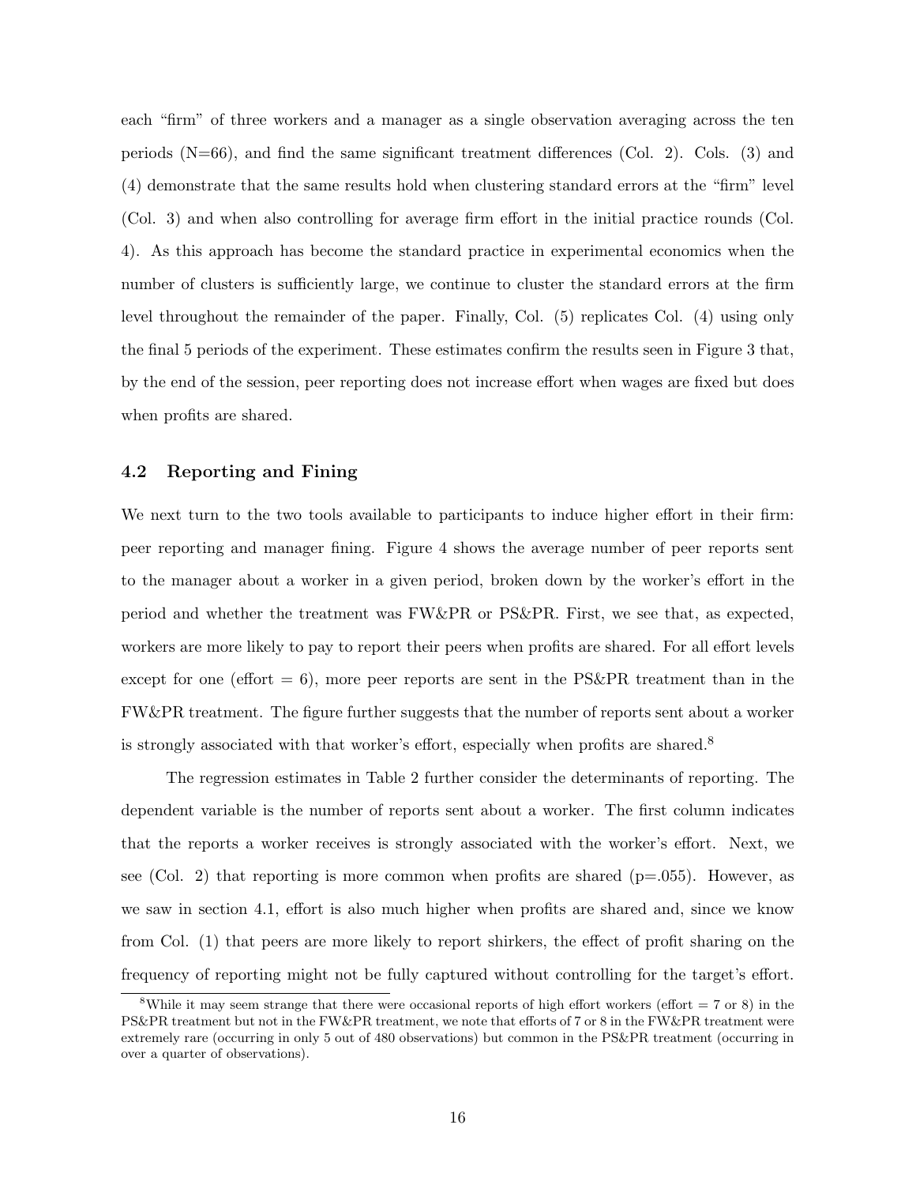each "firm" of three workers and a manager as a single observation averaging across the ten periods (N=66), and find the same significant treatment differences (Col. 2). Cols. (3) and (4) demonstrate that the same results hold when clustering standard errors at the "firm" level (Col. 3) and when also controlling for average firm effort in the initial practice rounds (Col. 4). As this approach has become the standard practice in experimental economics when the number of clusters is sufficiently large, we continue to cluster the standard errors at the firm level throughout the remainder of the paper. Finally, Col. (5) replicates Col. (4) using only the final 5 periods of the experiment. These estimates confirm the results seen in Figure 3 that, by the end of the session, peer reporting does not increase effort when wages are fixed but does when profits are shared.

### 4.2 Reporting and Fining

We next turn to the two tools available to participants to induce higher effort in their firm: peer reporting and manager fining. Figure 4 shows the average number of peer reports sent to the manager about a worker in a given period, broken down by the worker's effort in the period and whether the treatment was FW&PR or PS&PR. First, we see that, as expected, workers are more likely to pay to report their peers when profits are shared. For all effort levels except for one (effort = 6), more peer reports are sent in the PS&PR treatment than in the FW&PR treatment. The figure further suggests that the number of reports sent about a worker is strongly associated with that worker's effort, especially when profits are shared.[8]

The regression estimates in Table 2 further consider the determinants of reporting. The dependent variable is the number of reports sent about a worker. The first column indicates that the reports a worker receives is strongly associated with the worker's effort. Next, we see (Col. 2) that reporting is more common when profits are shared (p=.055). However, as we saw in section 4.1, effort is also much higher when profits are shared and, since we know from Col. (1) that peers are more likely to report shirkers, the effect of profit sharing on the frequency of reporting might not be fully captured without controlling for the target's effort.

[8] While it may seem strange that there were occasional reports of high effort workers (effort = 7 or 8) in the PS&PR treatment but not in the FW&PR treatment, we note that efforts of 7 or 8 in the FW&PR treatment were extremely rare (occurring in only 5 out of 480 observations) but common in the PS&PR treatment (occurring in over a quarter of observations).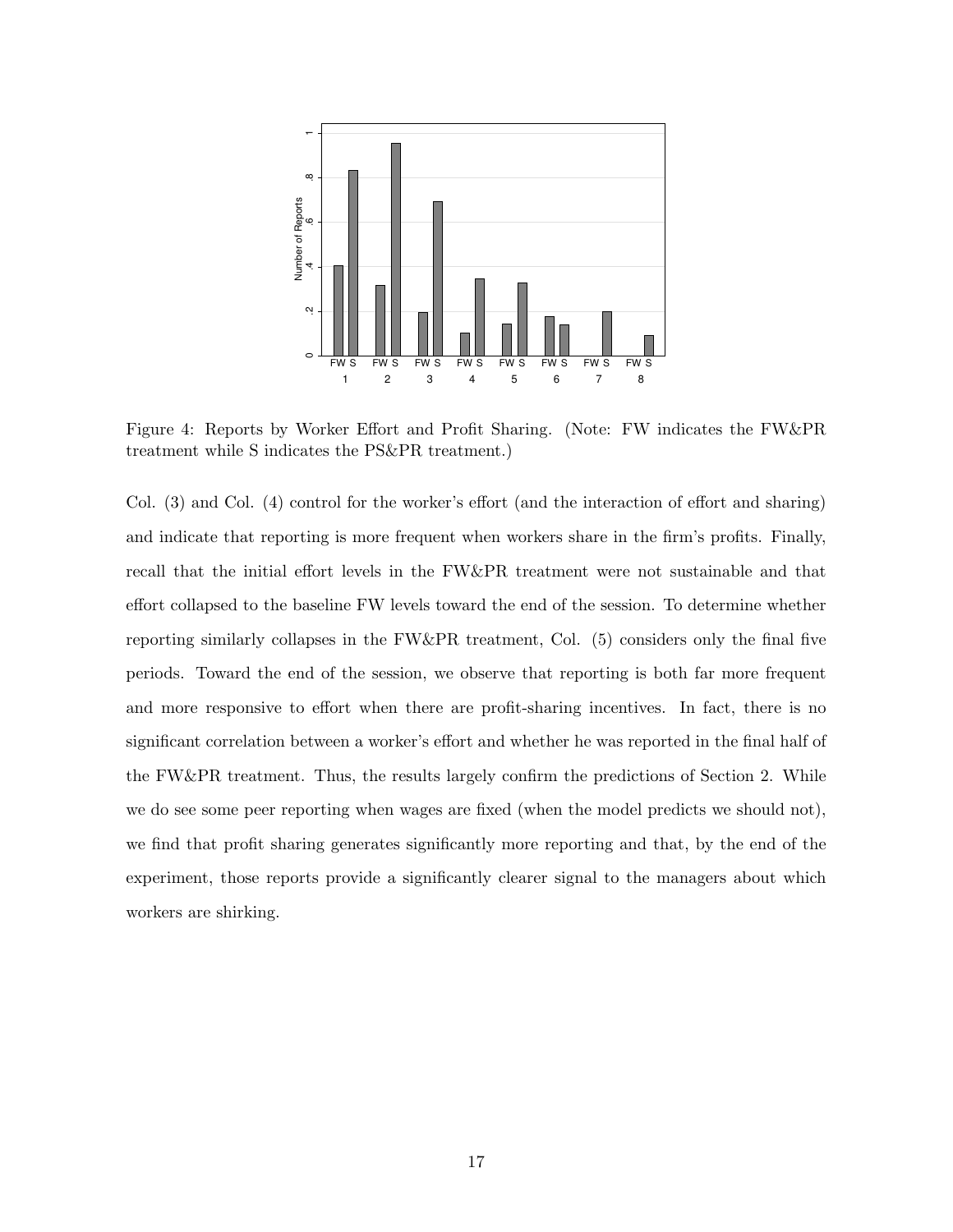Figure 4: Reports by Worker Effort and Profit Sharing. (Note: FW indicates the FW&PR treatment while S indicates the PS&PR treatment.)

Col. (3) and Col. (4) control for the worker's effort (and the interaction of effort and sharing) and indicate that reporting is more frequent when workers share in the firm's profits. Finally, recall that the initial effort levels in the FW&PR treatment were not sustainable and that effort collapsed to the baseline FW levels toward the end of the session. To determine whether reporting similarly collapses in the FW&PR treatment, Col. (5) considers only the final five periods. Toward the end of the session, we observe that reporting is both far more frequent and more responsive to effort when there are profit-sharing incentives. In fact, there is no significant correlation between a worker's effort and whether he was reported in the final half of the FW&PR treatment. Thus, the results largely confirm the predictions of Section 2. While we do see some peer reporting when wages are fixed (when the model predicts we should not), we find that profit sharing generates significantly more reporting and that, by the end of the experiment, those reports provide a significantly clearer signal to the managers about which workers are shirking.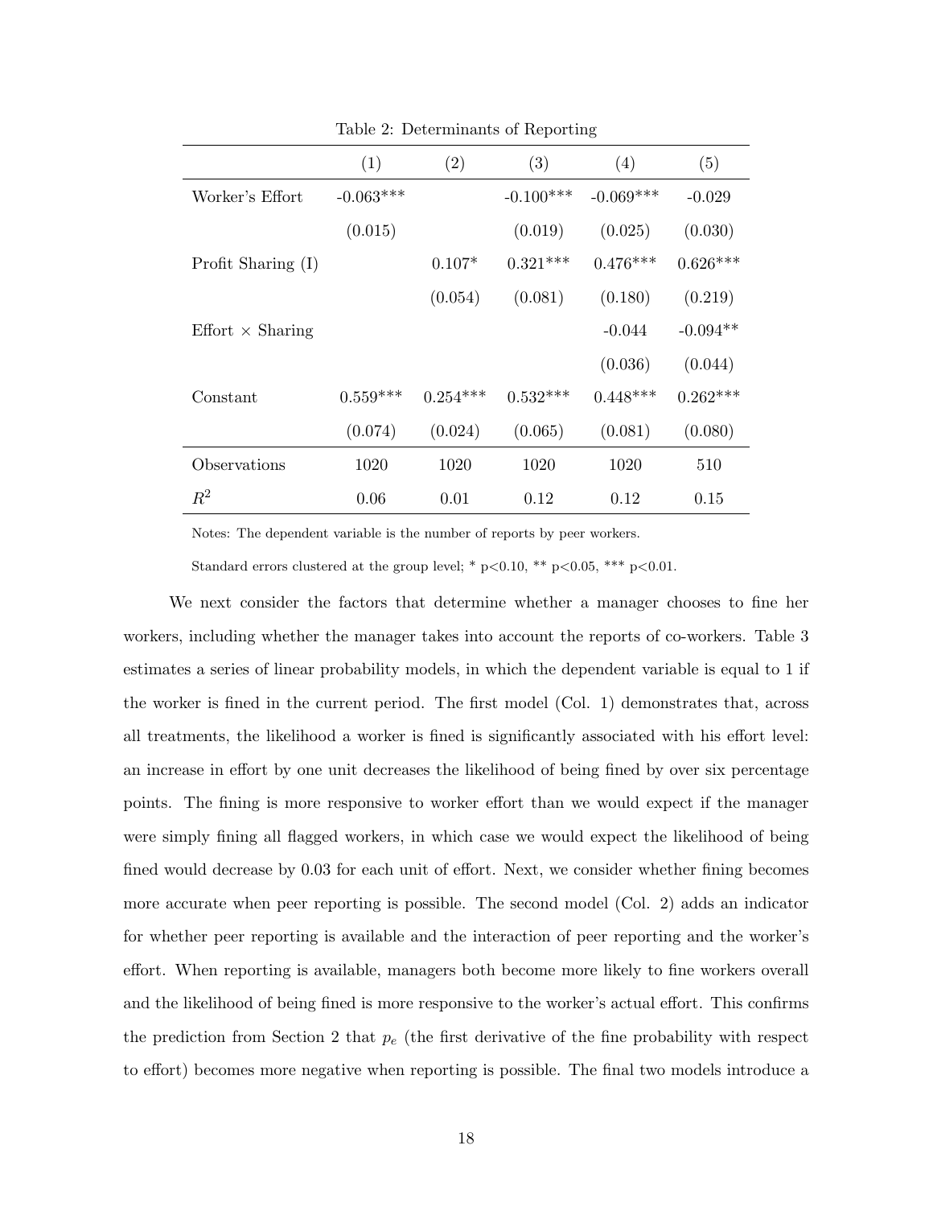Table 2: Determinants of Reporting

| | (1) | (2) | (3) | (4) | (5) |
|---|---|---|---|---|---|
| Worker's Effort | -0.063*** | | -0.100*** | -0.069*** | -0.029 |
| | (0.015) | | (0.019) | (0.025) | (0.030) |
| Profit Sharing (I) | | 0.107* | 0.321*** | 0.476*** | 0.626*** |
| | | (0.054) | (0.081) | (0.180) | (0.219) |
| Effort × Sharing | | | | -0.044 | -0.094** |
| | | | | (0.036) | (0.044) |
| Constant | 0.559*** | 0.254*** | 0.532*** | 0.448*** | 0.262*** |
| | (0.074) | (0.024) | (0.065) | (0.081) | (0.080) |
| Observations | 1020 | 1020 | 1020 | 1020 | 510 |
| $R^2$ | 0.06 | 0.01 | 0.12 | 0.12 | 0.15 |

Notes: The dependent variable is the number of reports by peer workers.

Standard errors clustered at the group level; * p<0.10, ** p<0.05, *** p<0.01.

We next consider the factors that determine whether a manager chooses to fine her workers, including whether the manager takes into account the reports of co-workers. Table 3 estimates a series of linear probability models, in which the dependent variable is equal to 1 if the worker is fined in the current period. The first model (Col. 1) demonstrates that, across all treatments, the likelihood a worker is fined is significantly associated with his effort level: an increase in effort by one unit decreases the likelihood of being fined by over six percentage points. The fining is more responsive to worker effort than we would expect if the manager were simply fining all flagged workers, in which case we would expect the likelihood of being fined would decrease by 0.03 for each unit of effort. Next, we consider whether fining becomes more accurate when peer reporting is possible. The second model (Col. 2) adds an indicator for whether peer reporting is available and the interaction of peer reporting and the worker's effort. When reporting is available, managers both become more likely to fine workers overall and the likelihood of being fined is more responsive to the worker's actual effort. This confirms the prediction from Section 2 that $p_e$ (the first derivative of the fine probability with respect to effort) becomes more negative when reporting is possible. The final two models introduce a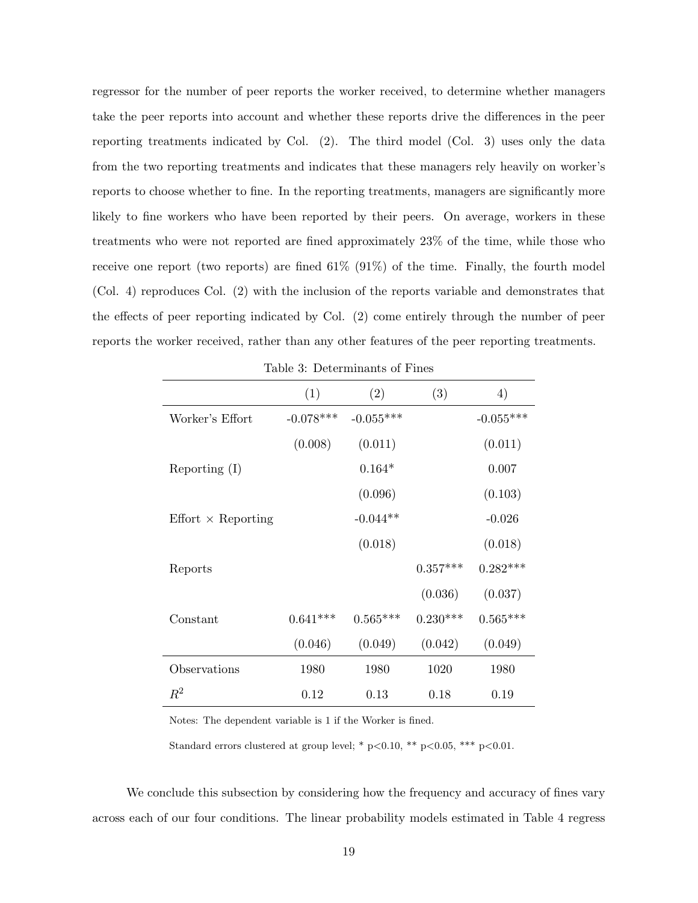regressor for the number of peer reports the worker received, to determine whether managers take the peer reports into account and whether these reports drive the differences in the peer reporting treatments indicated by Col. (2). The third model (Col. 3) uses only the data from the two reporting treatments and indicates that these managers rely heavily on worker's reports to choose whether to fine. In the reporting treatments, managers are significantly more likely to fine workers who have been reported by their peers. On average, workers in these treatments who were not reported are fined approximately 23% of the time, while those who receive one report (two reports) are fined 61% (91%) of the time. Finally, the fourth model (Col. 4) reproduces Col. (2) with the inclusion of the reports variable and demonstrates that the effects of peer reporting indicated by Col. (2) come entirely through the number of peer reports the worker received, rather than any other features of the peer reporting treatments.

Table 3: Determinants of Fines

| | (1) | (2) | (3) | 4) |
|---|---|---|---|---|
| Worker's Effort | -0.078*** | -0.055*** | | -0.055*** |
| | (0.008) | (0.011) | | (0.011) |
| Reporting (I) | | 0.164* | | 0.007 |
| | | (0.096) | | (0.103) |
| Effort × Reporting | | -0.044** | | -0.026 |
| | | (0.018) | | (0.018) |
| Reports | | | 0.357*** | 0.282*** |
| | | | (0.036) | (0.037) |
| Constant | 0.641*** | 0.565*** | 0.230*** | 0.565*** |
| | (0.046) | (0.049) | (0.042) | (0.049) |
| Observations | 1980 | 1980 | 1020 | 1980 |
| $R^2$ | 0.12 | 0.13 | 0.18 | 0.19 |

Notes: The dependent variable is 1 if the Worker is fined.

Standard errors clustered at group level; * p<0.10, ** p<0.05, *** p<0.01.

We conclude this subsection by considering how the frequency and accuracy of fines vary across each of our four conditions. The linear probability models estimated in Table 4 regress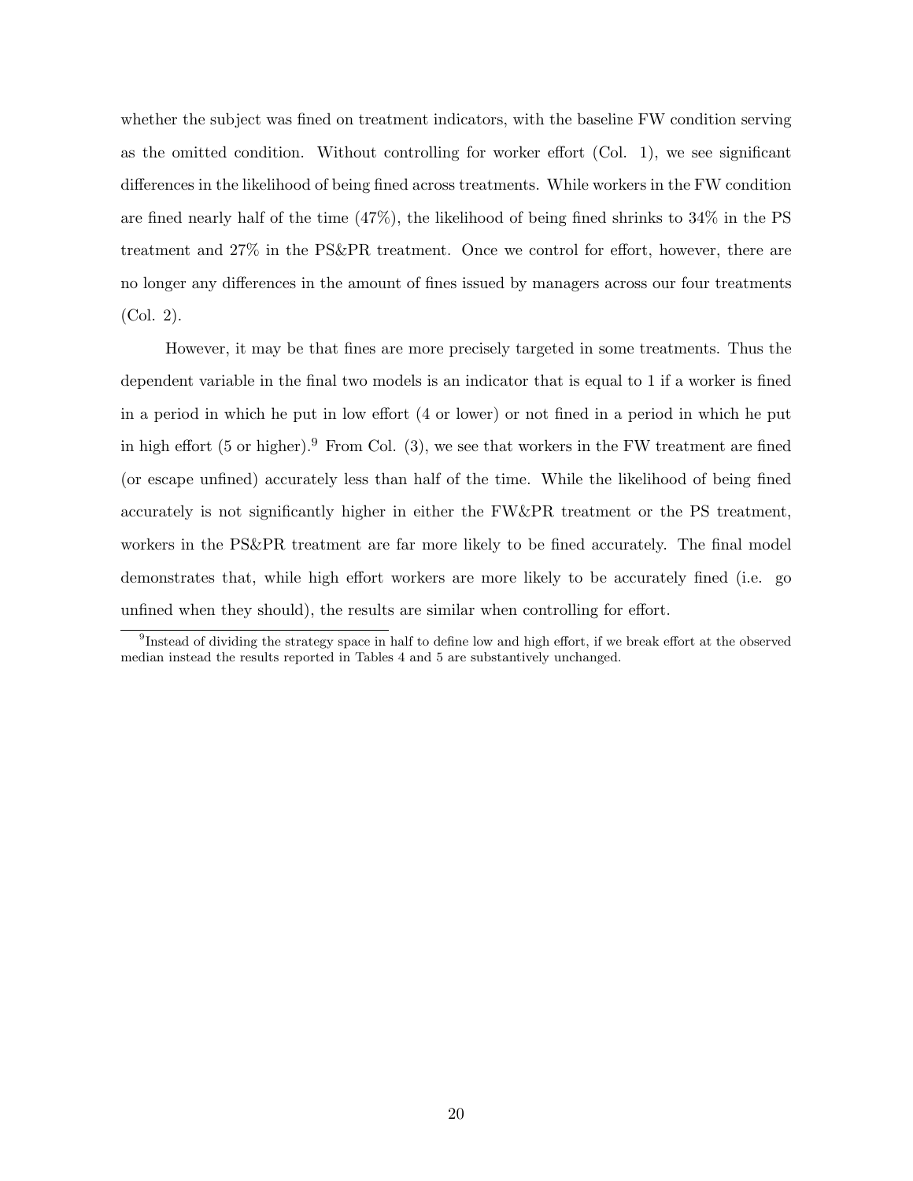whether the subject was fined on treatment indicators, with the baseline FW condition serving as the omitted condition. Without controlling for worker effort (Col. 1), we see significant differences in the likelihood of being fined across treatments. While workers in the FW condition are fined nearly half of the time (47%), the likelihood of being fined shrinks to 34% in the PS treatment and 27% in the PS&PR treatment. Once we control for effort, however, there are no longer any differences in the amount of fines issued by managers across our four treatments (Col. 2).

However, it may be that fines are more precisely targeted in some treatments. Thus the dependent variable in the final two models is an indicator that is equal to 1 if a worker is fined in a period in which he put in low effort (4 or lower) or not fined in a period in which he put in high effort (5 or higher).[9] From Col. (3), we see that workers in the FW treatment are fined (or escape unfined) accurately less than half of the time. While the likelihood of being fined accurately is not significantly higher in either the FW&PR treatment or the PS treatment, workers in the PS&PR treatment are far more likely to be fined accurately. The final model demonstrates that, while high effort workers are more likely to be accurately fined (i.e. go unfined when they should), the results are similar when controlling for effort.

[9] Instead of dividing the strategy space in half to define low and high effort, if we break effort at the observed median instead the results reported in Tables 4 and 5 are substantively unchanged.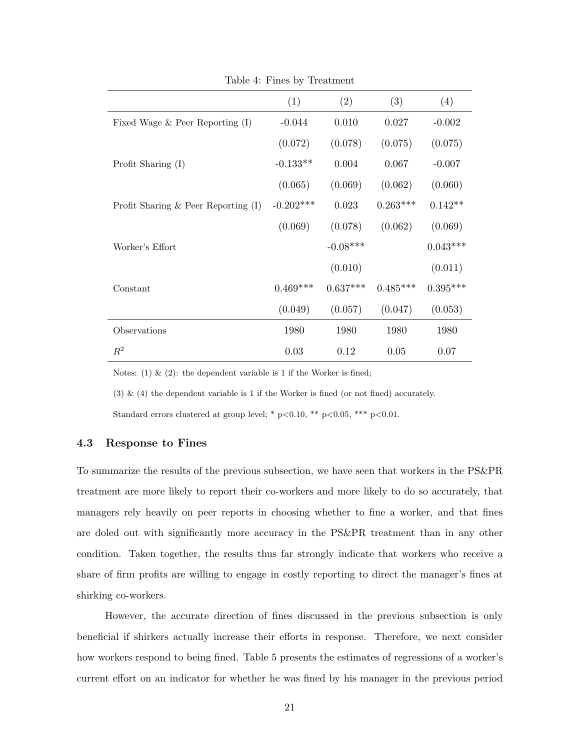Table 4: Fines by Treatment

| | (1) | (2) | (3) | (4) |
|---|---|---|---|---|
| Fixed Wage & Peer Reporting (I) | -0.044 | 0.010 | 0.027 | -0.002 |
| | (0.072) | (0.078) | (0.075) | (0.075) |
| Profit Sharing (I) | -0.133** | 0.004 | 0.067 | -0.007 |
| | (0.065) | (0.069) | (0.062) | (0.060) |
| Profit Sharing & Peer Reporting (I) | -0.202*** | 0.023 | 0.263*** | 0.142** |
| | (0.069) | (0.078) | (0.062) | (0.069) |
| Worker's Effort | | -0.08*** | | 0.043*** |
| | | (0.010) | | (0.011) |
| Constant | 0.469*** | 0.637*** | 0.485*** | 0.395*** |
| | (0.049) | (0.057) | (0.047) | (0.053) |
| Observations | 1980 | 1980 | 1980 | 1980 |
| $R^2$ | 0.03 | 0.12 | 0.05 | 0.07 |

Notes: (1) & (2): the dependent variable is 1 if the Worker is fined;

(3) & (4) the dependent variable is 1 if the Worker is fined (or not fined) accurately.

Standard errors clustered at group level; * p<0.10, ** p<0.05, *** p<0.01.

### 4.3 Response to Fines

To summarize the results of the previous subsection, we have seen that workers in the PS&PR treatment are more likely to report their co-workers and more likely to do so accurately, that managers rely heavily on peer reports in choosing whether to fine a worker, and that fines are doled out with significantly more accuracy in the PS&PR treatment than in any other condition. Taken together, the results thus far strongly indicate that workers who receive a share of firm profits are willing to engage in costly reporting to direct the manager's fines at shirking co-workers.

However, the accurate direction of fines discussed in the previous subsection is only beneficial if shirkers actually increase their efforts in response. Therefore, we next consider how workers respond to being fined. Table 5 presents the estimates of regressions of a worker's current effort on an indicator for whether he was fined by his manager in the previous period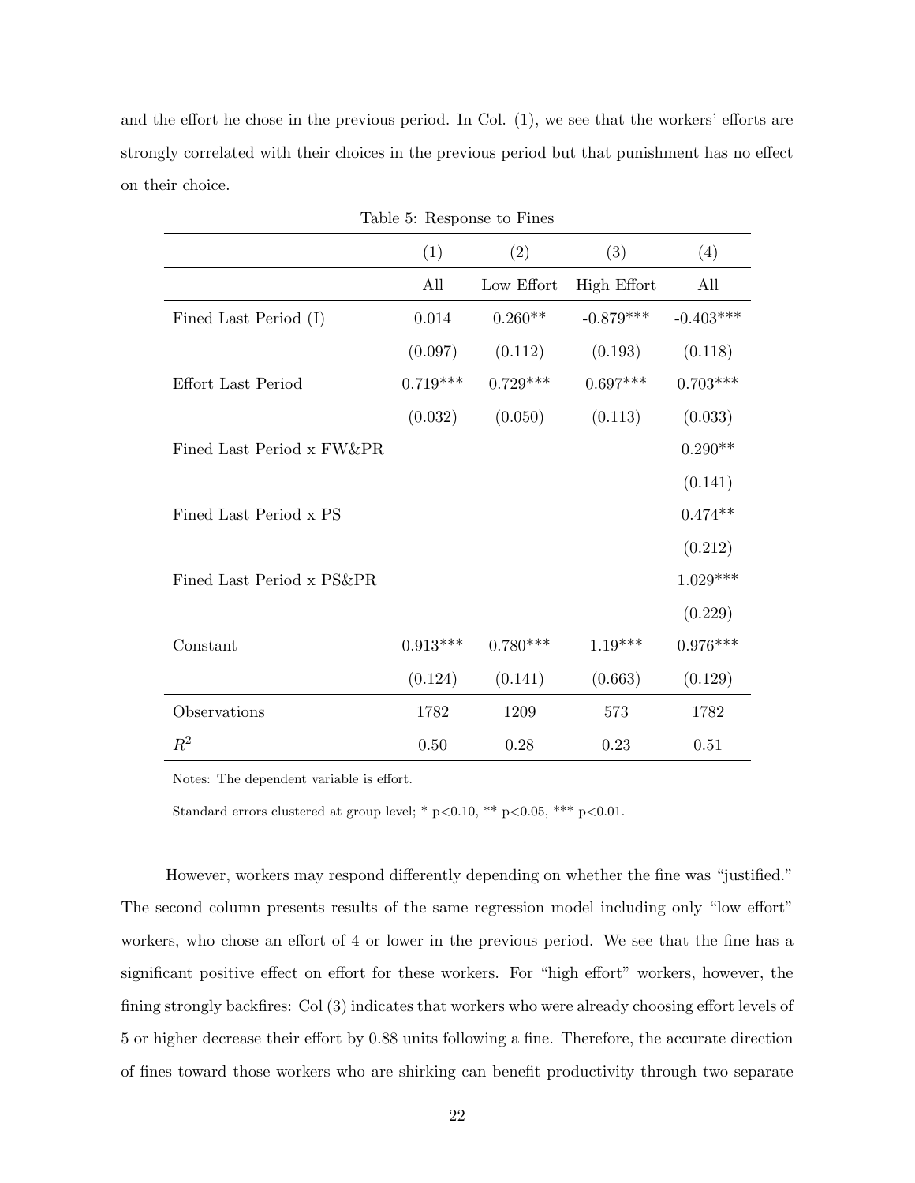and the effort he chose in the previous period. In Col. (1), we see that the workers' efforts are strongly correlated with their choices in the previous period but that punishment has no effect on their choice.

Table 5: Response to Fines

| | (1) | (2) | (3) | (4) |
|---|---|---|---|---|
| | All | Low Effort | High Effort | All |
| Fined Last Period (I) | 0.014 | 0.260** | -0.879*** | -0.403*** |
| | (0.097) | (0.112) | (0.193) | (0.118) |
| Effort Last Period | 0.719*** | 0.729*** | 0.697*** | 0.703*** |
| | (0.032) | (0.050) | (0.113) | (0.033) |
| Fined Last Period x FW&PR | | | | 0.290** |
| | | | | (0.141) |
| Fined Last Period x PS | | | | 0.474** |
| | | | | (0.212) |
| Fined Last Period x PS&PR | | | | 1.029*** |
| | | | | (0.229) |
| Constant | 0.913*** | 0.780*** | 1.19*** | 0.976*** |
| | (0.124) | (0.141) | (0.663) | (0.129) |
| Observations | 1782 | 1209 | 573 | 1782 |
| $R^2$ | 0.50 | 0.28 | 0.23 | 0.51 |

Notes: The dependent variable is effort.

Standard errors clustered at group level; * p<0.10, ** p<0.05, *** p<0.01.

However, workers may respond differently depending on whether the fine was "justified." The second column presents results of the same regression model including only "low effort" workers, who chose an effort of 4 or lower in the previous period. We see that the fine has a significant positive effect on effort for these workers. For "high effort" workers, however, the fining strongly backfires: Col (3) indicates that workers who were already choosing effort levels of 5 or higher decrease their effort by 0.88 units following a fine. Therefore, the accurate direction of fines toward those workers who are shirking can benefit productivity through two separate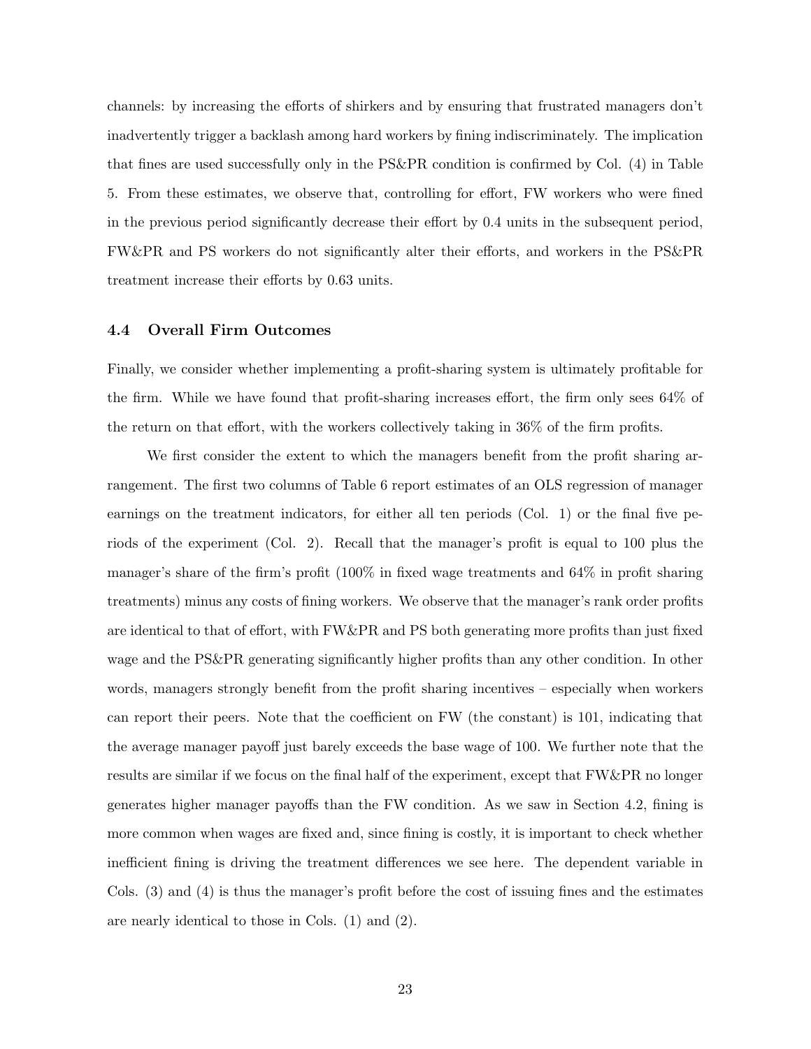channels: by increasing the efforts of shirkers and by ensuring that frustrated managers don't inadvertently trigger a backlash among hard workers by fining indiscriminately. The implication that fines are used successfully only in the PS&PR condition is confirmed by Col. (4) in Table 5. From these estimates, we observe that, controlling for effort, FW workers who were fined in the previous period significantly decrease their effort by 0.4 units in the subsequent period, FW&PR and PS workers do not significantly alter their efforts, and workers in the PS&PR treatment increase their efforts by 0.63 units.

### 4.4 Overall Firm Outcomes

Finally, we consider whether implementing a profit-sharing system is ultimately profitable for the firm. While we have found that profit-sharing increases effort, the firm only sees 64% of the return on that effort, with the workers collectively taking in 36% of the firm profits.

We first consider the extent to which the managers benefit from the profit sharing arrangement. The first two columns of Table 6 report estimates of an OLS regression of manager earnings on the treatment indicators, for either all ten periods (Col. 1) or the final five periods of the experiment (Col. 2). Recall that the manager's profit is equal to 100 plus the manager's share of the firm's profit (100% in fixed wage treatments and 64% in profit sharing treatments) minus any costs of fining workers. We observe that the manager's rank order profits are identical to that of effort, with FW&PR and PS both generating more profits than just fixed wage and the PS&PR generating significantly higher profits than any other condition. In other words, managers strongly benefit from the profit sharing incentives – especially when workers can report their peers. Note that the coefficient on FW (the constant) is 101, indicating that the average manager payoff just barely exceeds the base wage of 100. We further note that the results are similar if we focus on the final half of the experiment, except that FW&PR no longer generates higher manager payoffs than the FW condition. As we saw in Section 4.2, fining is more common when wages are fixed and, since fining is costly, it is important to check whether inefficient fining is driving the treatment differences we see here. The dependent variable in Cols. (3) and (4) is thus the manager's profit before the cost of issuing fines and the estimates are nearly identical to those in Cols. (1) and (2).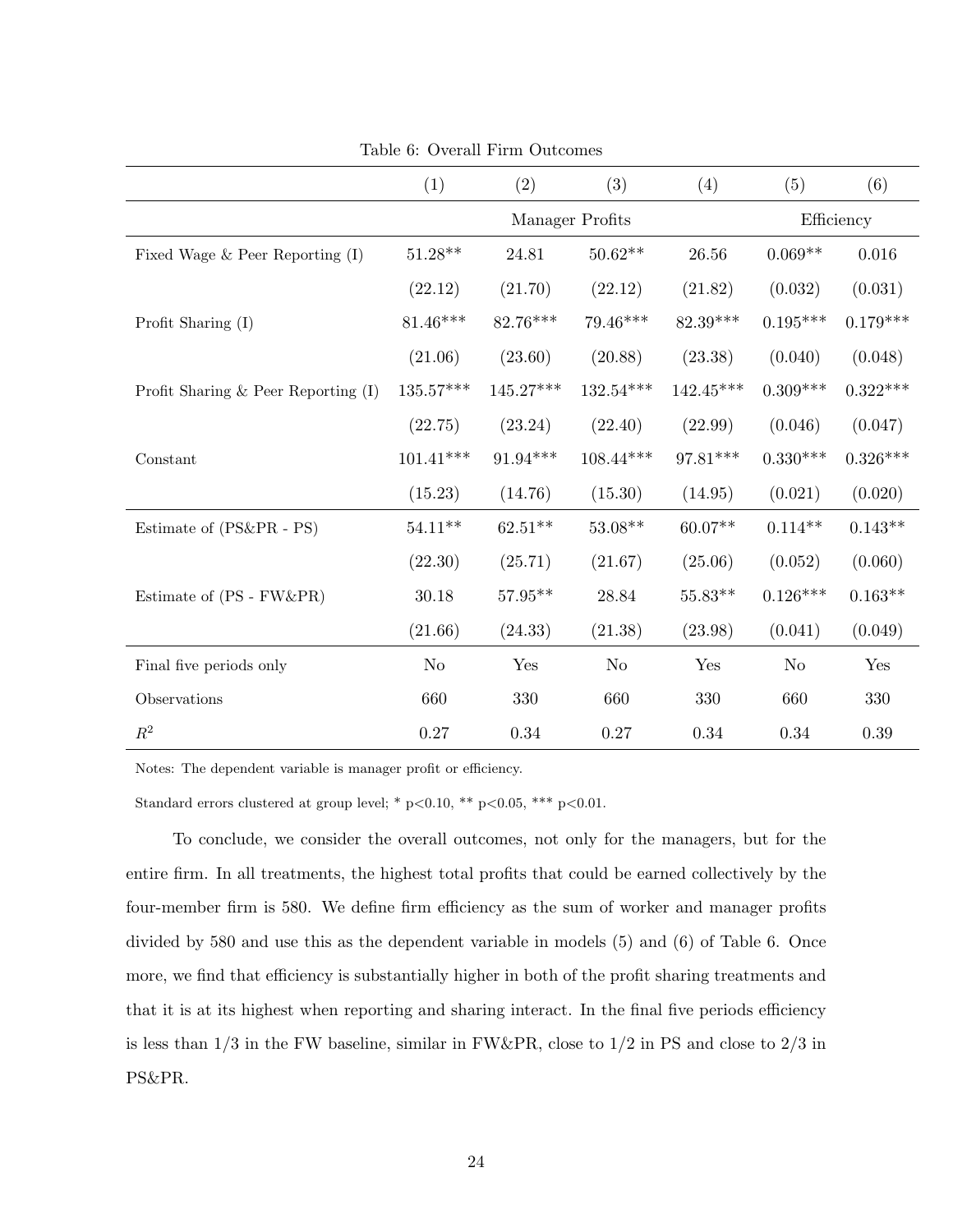Table 6: Overall Firm Outcomes

| | (1) | (2) | (3) | (4) | (5) | (6) |
|---|---|---|---|---|---|---|
| | Manager Profits | | | | Efficiency | |
| Fixed Wage & Peer Reporting (I) | 51.28** | 24.81 | 50.62** | 26.56 | 0.069** | 0.016 |
| | (22.12) | (21.70) | (22.12) | (21.82) | (0.032) | (0.031) |
| Profit Sharing (I) | 81.46*** | 82.76*** | 79.46*** | 82.39*** | 0.195*** | 0.179*** |
| | (21.06) | (23.60) | (20.88) | (23.38) | (0.040) | (0.048) |
| Profit Sharing & Peer Reporting (I) | 135.57*** | 145.27*** | 132.54*** | 142.45*** | 0.309*** | 0.322*** |
| | (22.75) | (23.24) | (22.40) | (22.99) | (0.046) | (0.047) |
| Constant | 101.41*** | 91.94*** | 108.44*** | 97.81*** | 0.330*** | 0.326*** |
| | (15.23) | (14.76) | (15.30) | (14.95) | (0.021) | (0.020) |
| Estimate of (PS&PR - PS) | 54.11** | 62.51** | 53.08** | 60.07** | 0.114** | 0.143** |
| | (22.30) | (25.71) | (21.67) | (25.06) | (0.052) | (0.060) |
| Estimate of (PS - FW&PR) | 30.18 | 57.95** | 28.84 | 55.83** | 0.126*** | 0.163** |
| | (21.66) | (24.33) | (21.38) | (23.98) | (0.041) | (0.049) |
| Final five periods only | No | Yes | No | Yes | No | Yes |
| Observations | 660 | 330 | 660 | 330 | 660 | 330 |
| $R^2$ | 0.27 | 0.34 | 0.27 | 0.34 | 0.34 | 0.39 |

Notes: The dependent variable is manager profit or efficiency.

Standard errors clustered at group level; * p<0.10, ** p<0.05, *** p<0.01.

To conclude, we consider the overall outcomes, not only for the managers, but for the entire firm. In all treatments, the highest total profits that could be earned collectively by the four-member firm is 580. We define firm efficiency as the sum of worker and manager profits divided by 580 and use this as the dependent variable in models (5) and (6) of Table 6. Once more, we find that efficiency is substantially higher in both of the profit sharing treatments and that it is at its highest when reporting and sharing interact. In the final five periods efficiency is less than 1/3 in the FW baseline, similar in FW&PR, close to 1/2 in PS and close to 2/3 in PS&PR.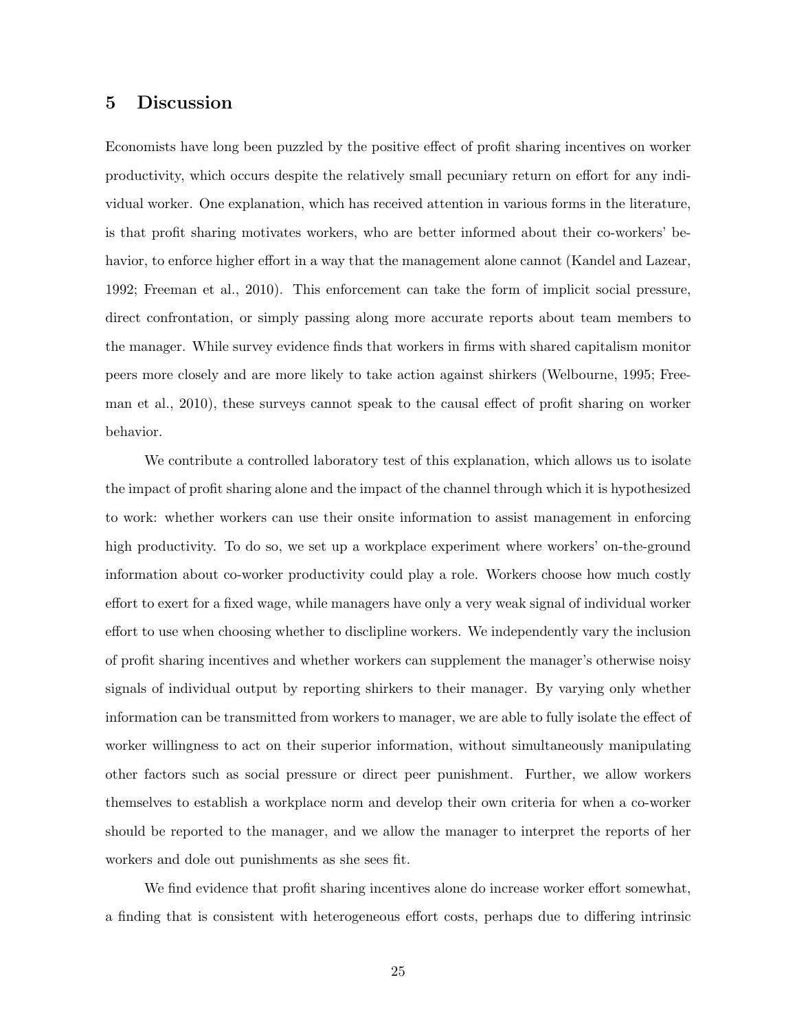## 5 Discussion

Economists have long been puzzled by the positive effect of profit sharing incentives on worker productivity, which occurs despite the relatively small pecuniary return on effort for any individual worker. One explanation, which has received attention in various forms in the literature, is that profit sharing motivates workers, who are better informed about their co-workers' behavior, to enforce higher effort in a way that the management alone cannot (Kandel and Lazear, 1992; Freeman et al., 2010). This enforcement can take the form of implicit social pressure, direct confrontation, or simply passing along more accurate reports about team members to the manager. While survey evidence finds that workers in firms with shared capitalism monitor peers more closely and are more likely to take action against shirkers (Welbourne, 1995; Freeman et al., 2010), these surveys cannot speak to the causal effect of profit sharing on worker behavior.

We contribute a controlled laboratory test of this explanation, which allows us to isolate the impact of profit sharing alone and the impact of the channel through which it is hypothesized to work: whether workers can use their onsite information to assist management in enforcing high productivity. To do so, we set up a workplace experiment where workers' on-the-ground information about co-worker productivity could play a role. Workers choose how much costly effort to exert for a fixed wage, while managers have only a very weak signal of individual worker effort to use when choosing whether to disclipline workers. We independently vary the inclusion of profit sharing incentives and whether workers can supplement the manager's otherwise noisy signals of individual output by reporting shirkers to their manager. By varying only whether information can be transmitted from workers to manager, we are able to fully isolate the effect of worker willingness to act on their superior information, without simultaneously manipulating other factors such as social pressure or direct peer punishment. Further, we allow workers themselves to establish a workplace norm and develop their own criteria for when a co-worker should be reported to the manager, and we allow the manager to interpret the reports of her workers and dole out punishments as she sees fit.

We find evidence that profit sharing incentives alone do increase worker effort somewhat, a finding that is consistent with heterogeneous effort costs, perhaps due to differing intrinsic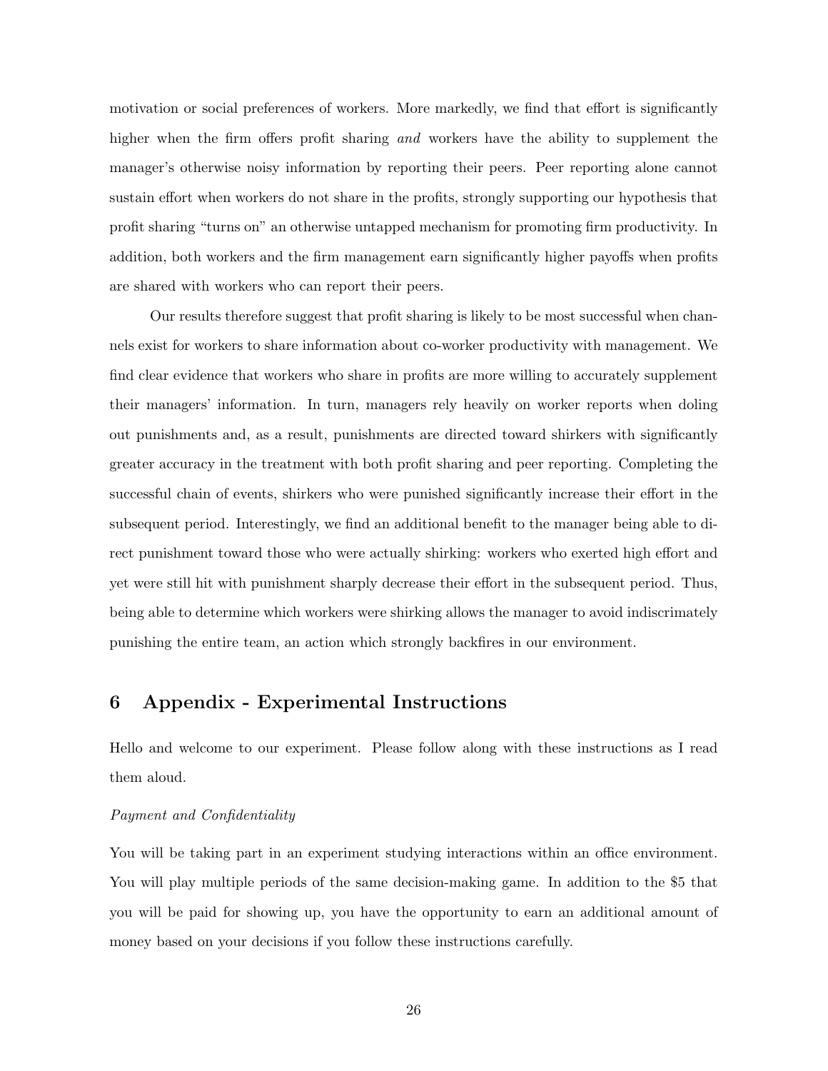motivation or social preferences of workers. More markedly, we find that effort is significantly higher when the firm offers profit sharing *and* workers have the ability to supplement the manager's otherwise noisy information by reporting their peers. Peer reporting alone cannot sustain effort when workers do not share in the profits, strongly supporting our hypothesis that profit sharing "turns on" an otherwise untapped mechanism for promoting firm productivity. In addition, both workers and the firm management earn significantly higher payoffs when profits are shared with workers who can report their peers.

Our results therefore suggest that profit sharing is likely to be most successful when channels exist for workers to share information about co-worker productivity with management. We find clear evidence that workers who share in profits are more willing to accurately supplement their managers' information. In turn, managers rely heavily on worker reports when doling out punishments and, as a result, punishments are directed toward shirkers with significantly greater accuracy in the treatment with both profit sharing and peer reporting. Completing the successful chain of events, shirkers who were punished significantly increase their effort in the subsequent period. Interestingly, we find an additional benefit to the manager being able to direct punishment toward those who were actually shirking: workers who exerted high effort and yet were still hit with punishment sharply decrease their effort in the subsequent period. Thus, being able to determine which workers were shirking allows the manager to avoid indiscrimately punishing the entire team, an action which strongly backfires in our environment.

# 6 Appendix - Experimental Instructions

Hello and welcome to our experiment. Please follow along with these instructions as I read them aloud.

*Payment and Confidentiality*

You will be taking part in an experiment studying interactions within an office environment. You will play multiple periods of the same decision-making game. In addition to the $5 that you will be paid for showing up, you have the opportunity to earn an additional amount of money based on your decisions if you follow these instructions carefully.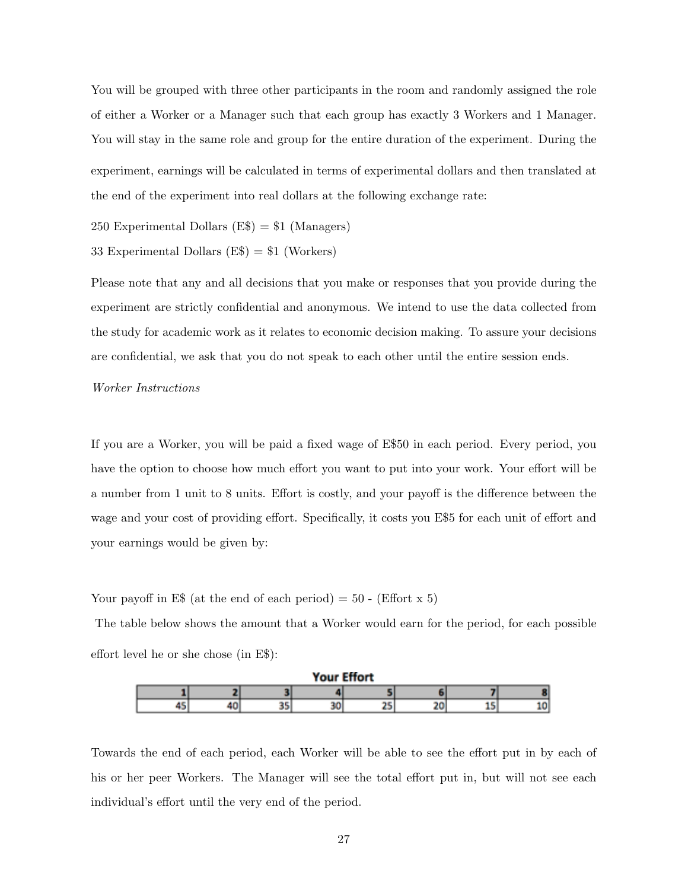You will be grouped with three other participants in the room and randomly assigned the role of either a Worker or a Manager such that each group has exactly 3 Workers and 1 Manager. You will stay in the same role and group for the entire duration of the experiment. During the experiment, earnings will be calculated in terms of experimental dollars and then translated at the end of the experiment into real dollars at the following exchange rate:

250 Experimental Dollars (E$) = $1 (Managers)

33 Experimental Dollars (E$) = $1 (Workers)

Please note that any and all decisions that you make or responses that you provide during the experiment are strictly confidential and anonymous. We intend to use the data collected from the study for academic work as it relates to economic decision making. To assure your decisions are confidential, we ask that you do not speak to each other until the entire session ends.

*Worker Instructions*

If you are a Worker, you will be paid a fixed wage of E$50 in each period. Every period, you have the option to choose how much effort you want to put into your work. Your effort will be a number from 1 unit to 8 units. Effort is costly, and your payoff is the difference between the wage and your cost of providing effort. Specifically, it costs you E$5 for each unit of effort and your earnings would be given by:

Your payoff in E$ (at the end of each period) = 50 - (Effort x 5)

The table below shows the amount that a Worker would earn for the period, for each possible effort level he or she chose (in E$):

**Your Effort**

| 1 | 2 | 3 | 4 | 5 | 6 | 7 | 8 |
|---|---|---|---|---|---|---|---|
| 45 | 40 | 35 | 30 | 25 | 20 | 15 | 10 |

Towards the end of each period, each Worker will be able to see the effort put in by each of his or her peer Workers. The Manager will see the total effort put in, but will not see each individual's effort until the very end of the period.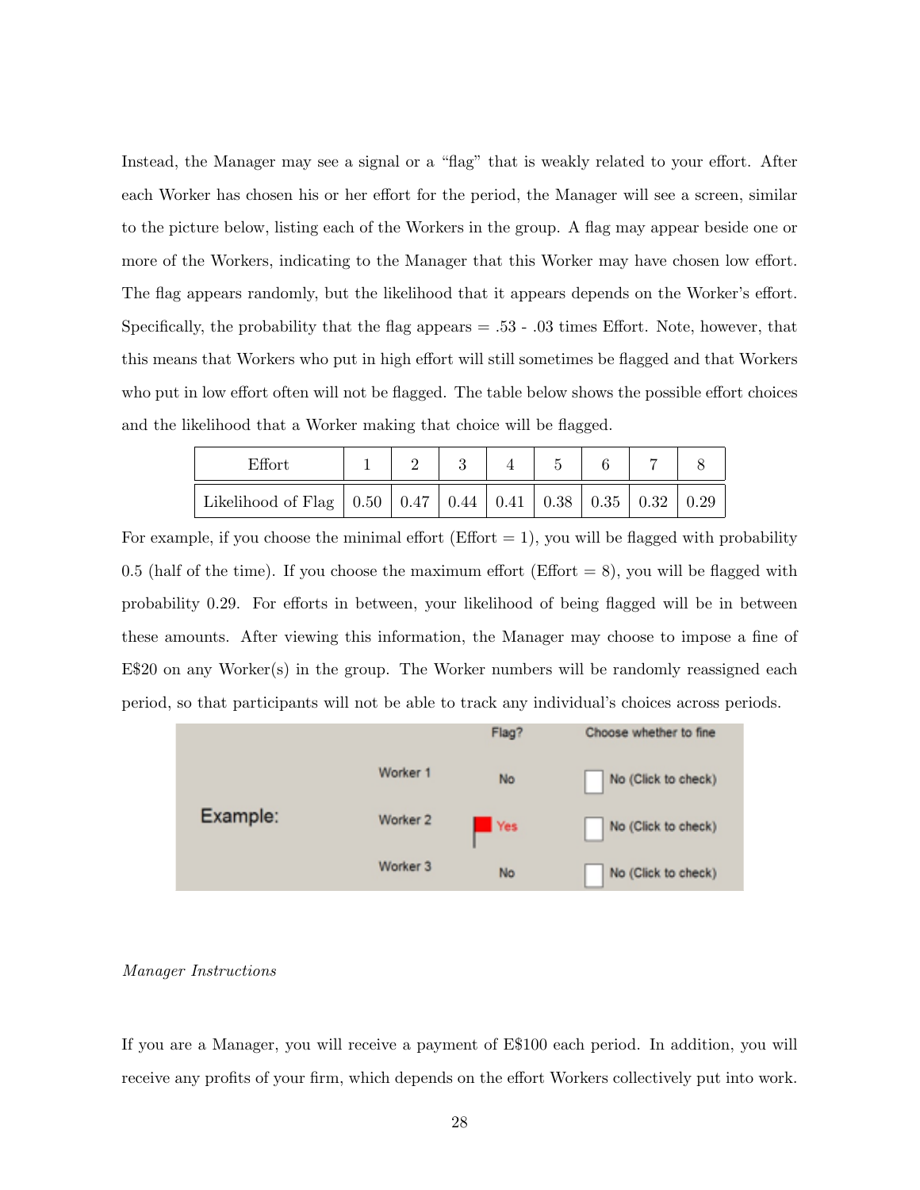Instead, the Manager may see a signal or a "flag" that is weakly related to your effort. After each Worker has chosen his or her effort for the period, the Manager will see a screen, similar to the picture below, listing each of the Workers in the group. A flag may appear beside one or more of the Workers, indicating to the Manager that this Worker may have chosen low effort. The flag appears randomly, but the likelihood that it appears depends on the Worker's effort. Specifically, the probability that the flag appears = .53 - .03 times Effort. Note, however, that this means that Workers who put in high effort will still sometimes be flagged and that Workers who put in low effort often will not be flagged. The table below shows the possible effort choices and the likelihood that a Worker making that choice will be flagged.

| Effort | 1 | 2 | 3 | 4 | 5 | 6 | 7 | 8 |
|---|---|---|---|---|---|---|---|---|
| Likelihood of Flag | 0.50 | 0.47 | 0.44 | 0.41 | 0.38 | 0.35 | 0.32 | 0.29 |

For example, if you choose the minimal effort (Effort = 1), you will be flagged with probability 0.5 (half of the time). If you choose the maximum effort (Effort = 8), you will be flagged with probability 0.29. For efforts in between, your likelihood of being flagged will be in between these amounts. After viewing this information, the Manager may choose to impose a fine of E$20 on any Worker(s) in the group. The Worker numbers will be randomly reassigned each period, so that participants will not be able to track any individual's choices across periods.

| Example: | | Flag? | Choose whether to fine |
|---|---|---|---|
| | Worker 1 | No | No (Click to check) |
| | Worker 2 | Yes | No (Click to check) |
| | Worker 3 | No | No (Click to check) |

*Manager Instructions*

If you are a Manager, you will receive a payment of E$100 each period. In addition, you will receive any profits of your firm, which depends on the effort Workers collectively put into work.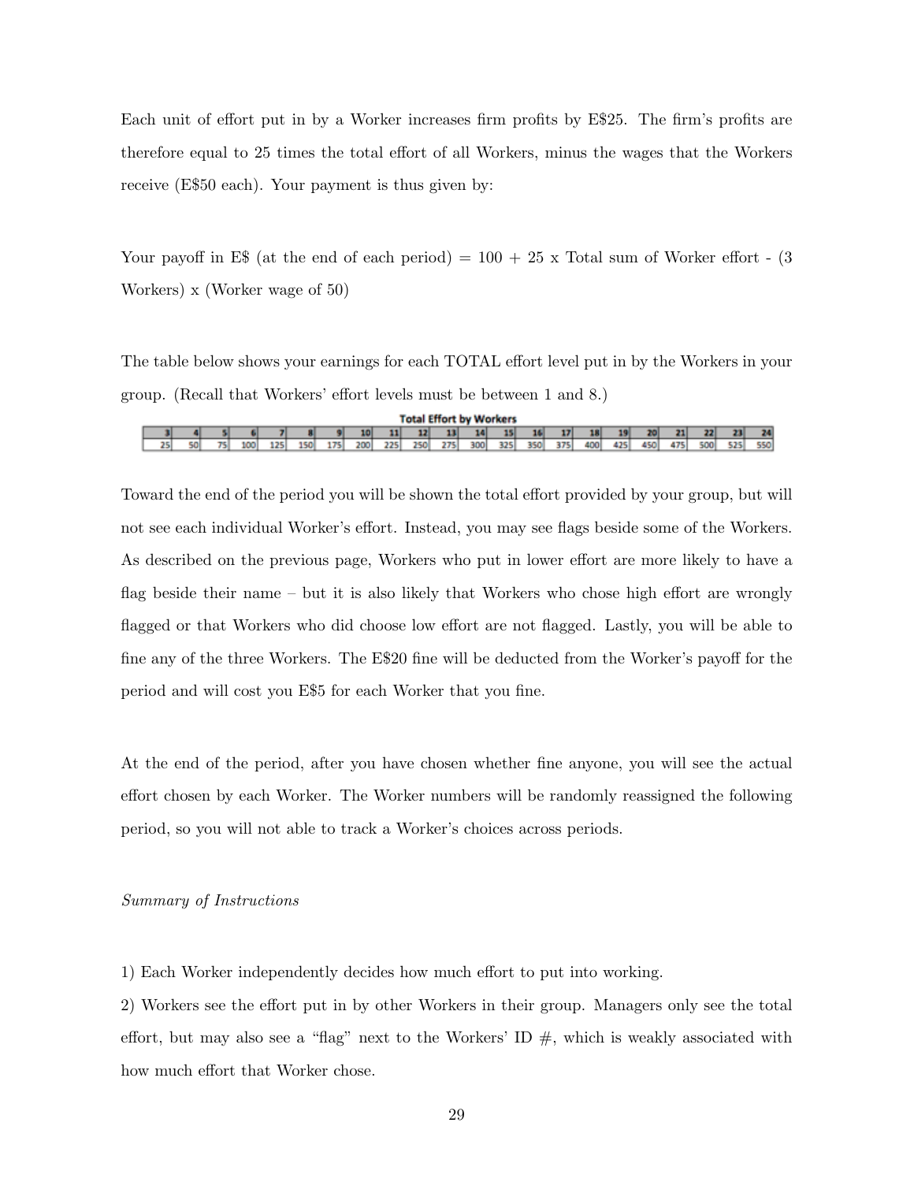Each unit of effort put in by a Worker increases firm profits by E$25. The firm's profits are therefore equal to 25 times the total effort of all Workers, minus the wages that the Workers receive (E$50 each). Your payment is thus given by:

Your payoff in E$ (at the end of each period) = 100 + 25 x Total sum of Worker effort - (3 Workers) x (Worker wage of 50)

The table below shows your earnings for each TOTAL effort level put in by the Workers in your group. (Recall that Workers' effort levels must be between 1 and 8.)

**Total Effort by Workers**

| 3 | 4 | 5 | 6 | 7 | 8 | 9 | 10 | 11 | 12 | 13 | 14 | 15 | 16 | 17 | 18 | 19 | 20 | 21 | 22 | 23 | 24 |
|---|---|---|---|---|---|---|---|---|---|---|---|---|---|---|---|---|---|---|---|---|---|
| 25 | 50 | 75 | 100 | 125 | 150 | 175 | 200 | 225 | 250 | 275 | 300 | 325 | 350 | 375 | 400 | 425 | 450 | 475 | 500 | 525 | 550 |

Toward the end of the period you will be shown the total effort provided by your group, but will not see each individual Worker's effort. Instead, you may see flags beside some of the Workers. As described on the previous page, Workers who put in lower effort are more likely to have a flag beside their name – but it is also likely that Workers who chose high effort are wrongly flagged or that Workers who did choose low effort are not flagged. Lastly, you will be able to fine any of the three Workers. The E$20 fine will be deducted from the Worker's payoff for the period and will cost you E$5 for each Worker that you fine.

At the end of the period, after you have chosen whether fine anyone, you will see the actual effort chosen by each Worker. The Worker numbers will be randomly reassigned the following period, so you will not able to track a Worker's choices across periods.

*Summary of Instructions*

1) Each Worker independently decides how much effort to put into working.

2) Workers see the effort put in by other Workers in their group. Managers only see the total effort, but may also see a "flag" next to the Workers' ID #, which is weakly associated with how much effort that Worker chose.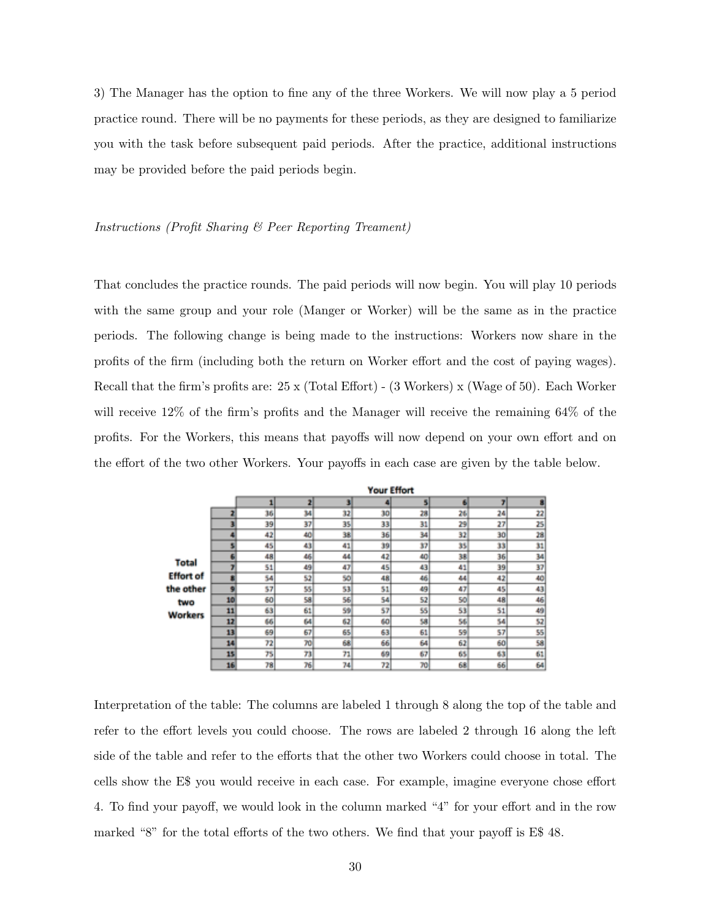3) The Manager has the option to fine any of the three Workers. We will now play a 5 period practice round. There will be no payments for these periods, as they are designed to familiarize you with the task before subsequent paid periods. After the practice, additional instructions may be provided before the paid periods begin.

*Instructions (Profit Sharing & Peer Reporting Treament)*

That concludes the practice rounds. The paid periods will now begin. You will play 10 periods with the same group and your role (Manger or Worker) will be the same as in the practice periods. The following change is being made to the instructions: Workers now share in the profits of the firm (including both the return on Worker effort and the cost of paying wages). Recall that the firm's profits are: 25 x (Total Effort) - (3 Workers) x (Wage of 50). Each Worker will receive 12% of the firm's profits and the Manager will receive the remaining 64% of the profits. For the Workers, this means that payoffs will now depend on your own effort and on the effort of the two other Workers. Your payoffs in each case are given by the table below.

| | | Your Effort | | | | | | | |
|---|---|---|---|---|---|---|---|---|---|
| | | 1 | 2 | 3 | 4 | 5 | 6 | 7 | 8 |
| Total Effort of the other two Workers | 2 | 36 | 34 | 32 | 30 | 28 | 26 | 24 | 22 |
| | 3 | 39 | 37 | 35 | 33 | 31 | 29 | 27 | 25 |
| | 4 | 42 | 40 | 38 | 36 | 34 | 32 | 30 | 28 |
| | 5 | 45 | 43 | 41 | 39 | 37 | 35 | 33 | 31 |
| | 6 | 48 | 46 | 44 | 42 | 40 | 38 | 36 | 34 |
| | 7 | 51 | 49 | 47 | 45 | 43 | 41 | 39 | 37 |
| | 8 | 54 | 52 | 50 | 48 | 46 | 44 | 42 | 40 |
| | 9 | 57 | 55 | 53 | 51 | 49 | 47 | 45 | 43 |
| | 10 | 60 | 58 | 56 | 54 | 52 | 50 | 48 | 46 |
| | 11 | 63 | 61 | 59 | 57 | 55 | 53 | 51 | 49 |
| | 12 | 66 | 64 | 62 | 60 | 58 | 56 | 54 | 52 |
| | 13 | 69 | 67 | 65 | 63 | 61 | 59 | 57 | 55 |
| | 14 | 72 | 70 | 68 | 66 | 64 | 62 | 60 | 58 |
| | 15 | 75 | 73 | 71 | 69 | 67 | 65 | 63 | 61 |
| | 16 | 78 | 76 | 74 | 72 | 70 | 68 | 66 | 64 |

Interpretation of the table: The columns are labeled 1 through 8 along the top of the table and refer to the effort levels you could choose. The rows are labeled 2 through 16 along the left side of the table and refer to the efforts that the other two Workers could choose in total. The cells show the E$ you would receive in each case. For example, imagine everyone chose effort 4. To find your payoff, we would look in the column marked "4" for your effort and in the row marked "8" for the total efforts of the two others. We find that your payoff is E$ 48.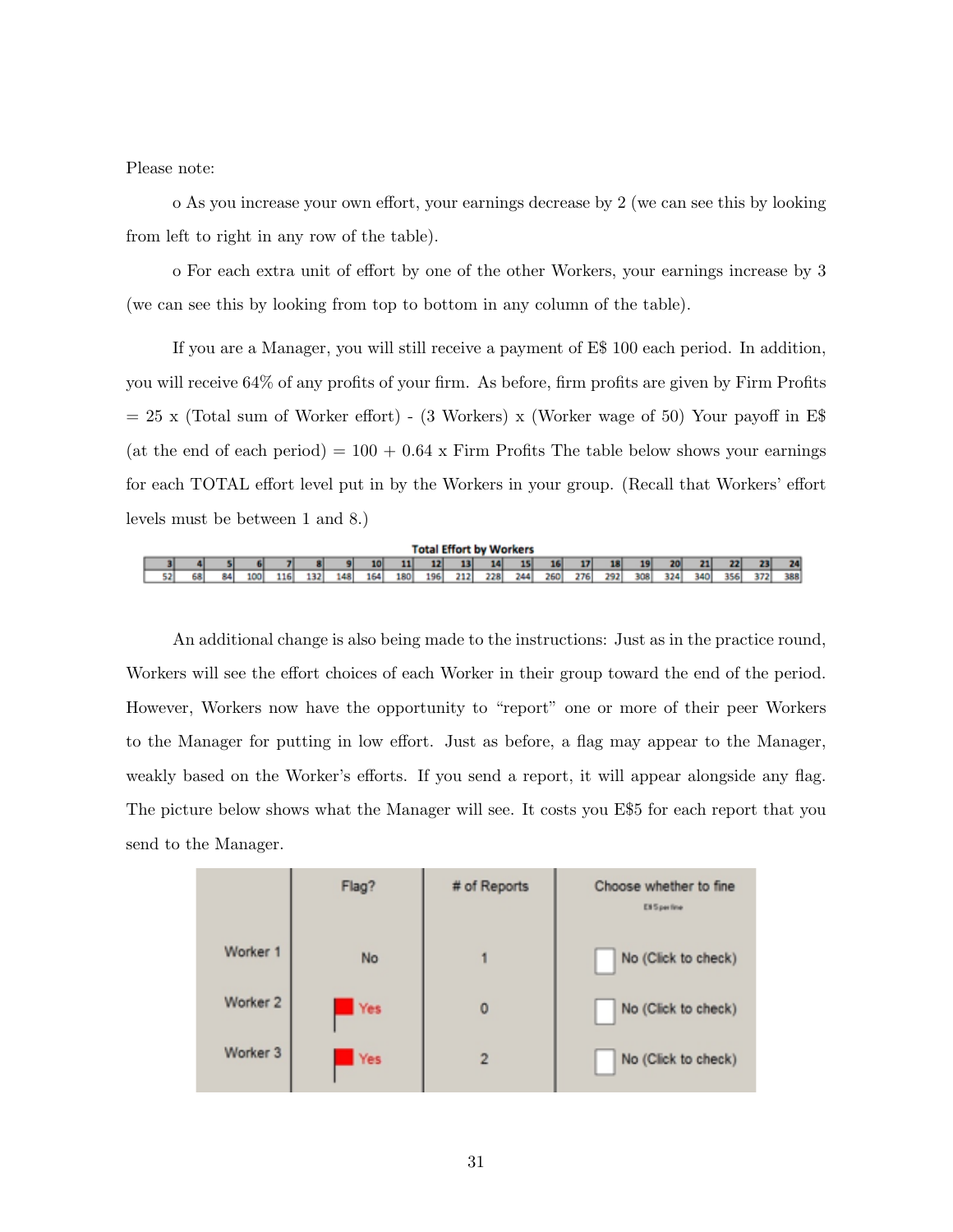Please note:

o As you increase your own effort, your earnings decrease by 2 (we can see this by looking from left to right in any row of the table).

o For each extra unit of effort by one of the other Workers, your earnings increase by 3 (we can see this by looking from top to bottom in any column of the table).

If you are a Manager, you will still receive a payment of E$ 100 each period. In addition, you will receive 64% of any profits of your firm. As before, firm profits are given by Firm Profits = 25 x (Total sum of Worker effort) - (3 Workers) x (Worker wage of 50) Your payoff in E$ (at the end of each period) = 100 + 0.64 x Firm Profits The table below shows your earnings for each TOTAL effort level put in by the Workers in your group. (Recall that Workers' effort levels must be between 1 and 8.)

**Total Effort by Workers**

| 3 | 4 | 5 | 6 | 7 | 8 | 9 | 10 | 11 | 12 | 13 | 14 | 15 | 16 | 17 | 18 | 19 | 20 | 21 | 22 | 23 | 24 |
|---|---|---|---|---|---|---|---|---|---|---|---|---|---|---|---|---|---|---|---|---|---|
| 52 | 68 | 84 | 100 | 116 | 132 | 148 | 164 | 180 | 196 | 212 | 228 | 244 | 260 | 276 | 292 | 308 | 324 | 340 | 356 | 372 | 388 |

An additional change is also being made to the instructions: Just as in the practice round, Workers will see the effort choices of each Worker in their group toward the end of the period. However, Workers now have the opportunity to "report" one or more of their peer Workers to the Manager for putting in low effort. Just as before, a flag may appear to the Manager, weakly based on the Worker's efforts. If you send a report, it will appear alongside any flag. The picture below shows what the Manager will see. It costs you E$5 for each report that you send to the Manager.

| | Flag? | # of Reports | Choose whether to fine<br>E$5 per fine |
|---|---|---|---|
| Worker 1 | No | 1 | No (Click to check) |
| Worker 2 | Yes | 0 | No (Click to check) |
| Worker 3 | Yes | 2 | No (Click to check) |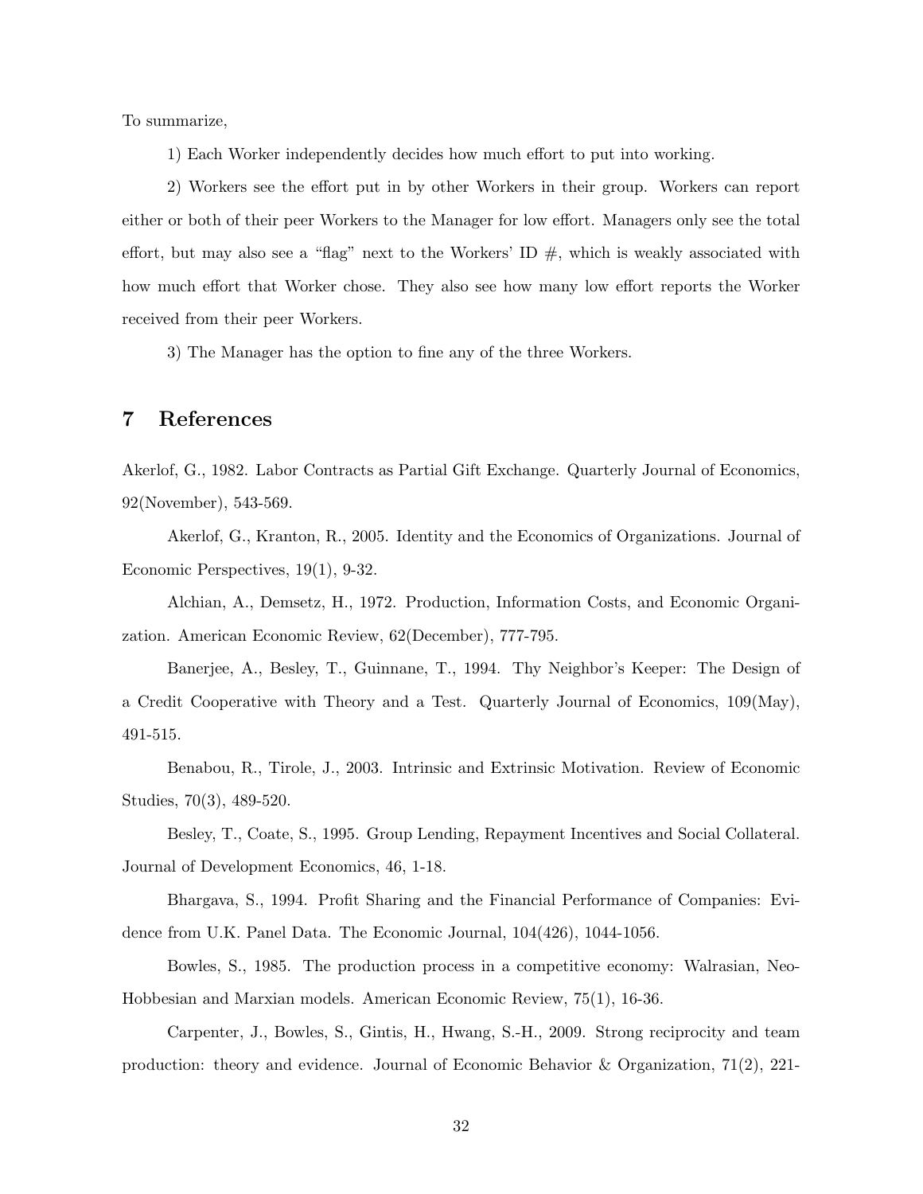To summarize,

1) Each Worker independently decides how much effort to put into working.

2) Workers see the effort put in by other Workers in their group. Workers can report either or both of their peer Workers to the Manager for low effort. Managers only see the total effort, but may also see a "flag" next to the Workers' ID #, which is weakly associated with how much effort that Worker chose. They also see how many low effort reports the Worker received from their peer Workers.

3) The Manager has the option to fine any of the three Workers.

## 7 References

Akerlof, G., 1982. Labor Contracts as Partial Gift Exchange. Quarterly Journal of Economics, 92(November), 543-569.

Akerlof, G., Kranton, R., 2005. Identity and the Economics of Organizations. Journal of Economic Perspectives, 19(1), 9-32.

Alchian, A., Demsetz, H., 1972. Production, Information Costs, and Economic Organization. American Economic Review, 62(December), 777-795.

Banerjee, A., Besley, T., Guinnane, T., 1994. Thy Neighbor's Keeper: The Design of a Credit Cooperative with Theory and a Test. Quarterly Journal of Economics, 109(May), 491-515.

Benabou, R., Tirole, J., 2003. Intrinsic and Extrinsic Motivation. Review of Economic Studies, 70(3), 489-520.

Besley, T., Coate, S., 1995. Group Lending, Repayment Incentives and Social Collateral. Journal of Development Economics, 46, 1-18.

Bhargava, S., 1994. Profit Sharing and the Financial Performance of Companies: Evidence from U.K. Panel Data. The Economic Journal, 104(426), 1044-1056.

Bowles, S., 1985. The production process in a competitive economy: Walrasian, Neo-Hobbesian and Marxian models. American Economic Review, 75(1), 16-36.

Carpenter, J., Bowles, S., Gintis, H., Hwang, S.-H., 2009. Strong reciprocity and team production: theory and evidence. Journal of Economic Behavior & Organization, 71(2), 221-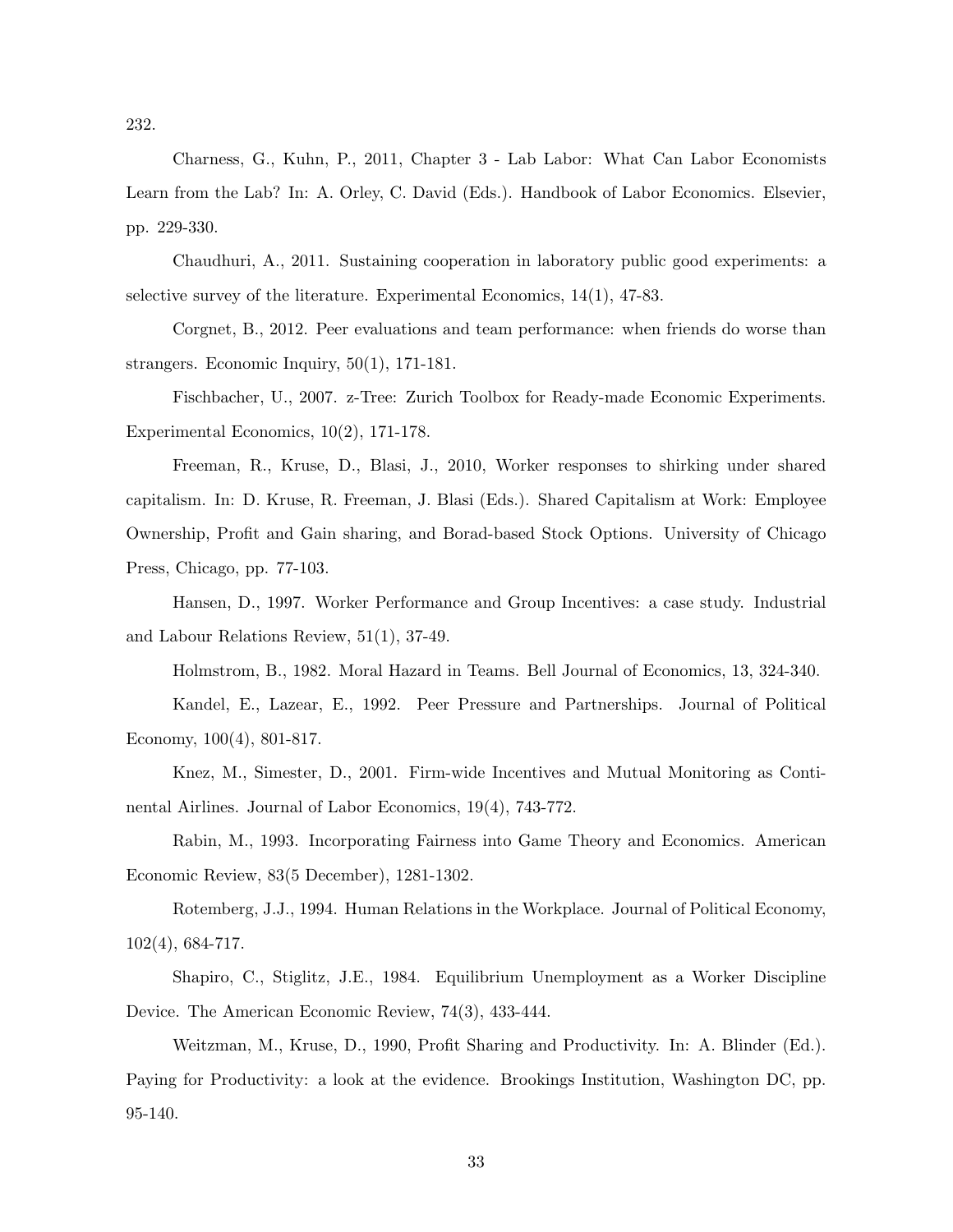232.

Charness, G., Kuhn, P., 2011, Chapter 3 - Lab Labor: What Can Labor Economists Learn from the Lab? In: A. Orley, C. David (Eds.). Handbook of Labor Economics. Elsevier, pp. 229-330.

Chaudhuri, A., 2011. Sustaining cooperation in laboratory public good experiments: a selective survey of the literature. Experimental Economics, 14(1), 47-83.

Corgnet, B., 2012. Peer evaluations and team performance: when friends do worse than strangers. Economic Inquiry, 50(1), 171-181.

Fischbacher, U., 2007. z-Tree: Zurich Toolbox for Ready-made Economic Experiments. Experimental Economics, 10(2), 171-178.

Freeman, R., Kruse, D., Blasi, J., 2010, Worker responses to shirking under shared capitalism. In: D. Kruse, R. Freeman, J. Blasi (Eds.). Shared Capitalism at Work: Employee Ownership, Profit and Gain sharing, and Borad-based Stock Options. University of Chicago Press, Chicago, pp. 77-103.

Hansen, D., 1997. Worker Performance and Group Incentives: a case study. Industrial and Labour Relations Review, 51(1), 37-49.

Holmstrom, B., 1982. Moral Hazard in Teams. Bell Journal of Economics, 13, 324-340.

Kandel, E., Lazear, E., 1992. Peer Pressure and Partnerships. Journal of Political Economy, 100(4), 801-817.

Knez, M., Simester, D., 2001. Firm-wide Incentives and Mutual Monitoring as Continental Airlines. Journal of Labor Economics, 19(4), 743-772.

Rabin, M., 1993. Incorporating Fairness into Game Theory and Economics. American Economic Review, 83(5 December), 1281-1302.

Rotemberg, J.J., 1994. Human Relations in the Workplace. Journal of Political Economy, 102(4), 684-717.

Shapiro, C., Stiglitz, J.E., 1984. Equilibrium Unemployment as a Worker Discipline Device. The American Economic Review, 74(3), 433-444.

Weitzman, M., Kruse, D., 1990, Profit Sharing and Productivity. In: A. Blinder (Ed.). Paying for Productivity: a look at the evidence. Brookings Institution, Washington DC, pp. 95-140.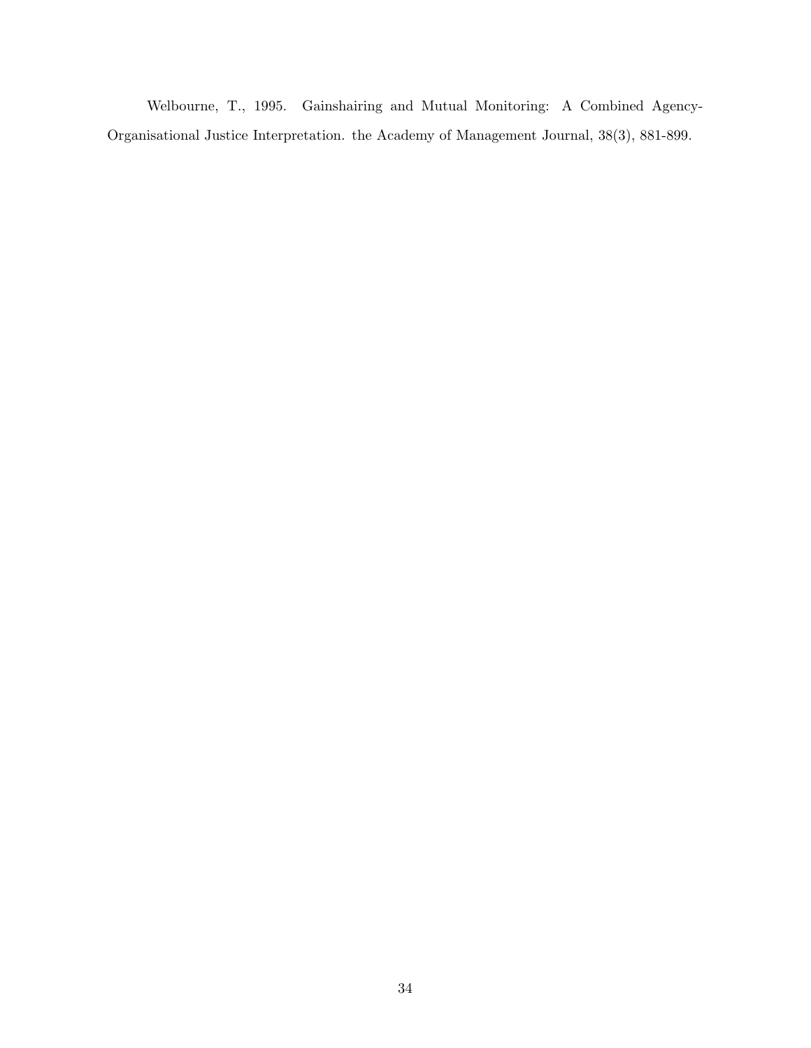Welbourne, T., 1995. Gainshairing and Mutual Monitoring: A Combined Agency-Organisational Justice Interpretation. the Academy of Management Journal, 38(3), 881-899.